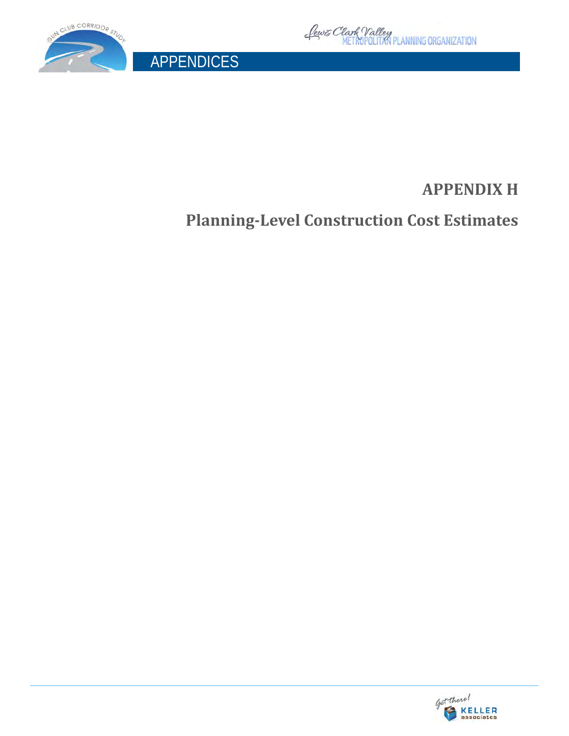# APPENDIX H

## Planning-Level Construction Cost Estimates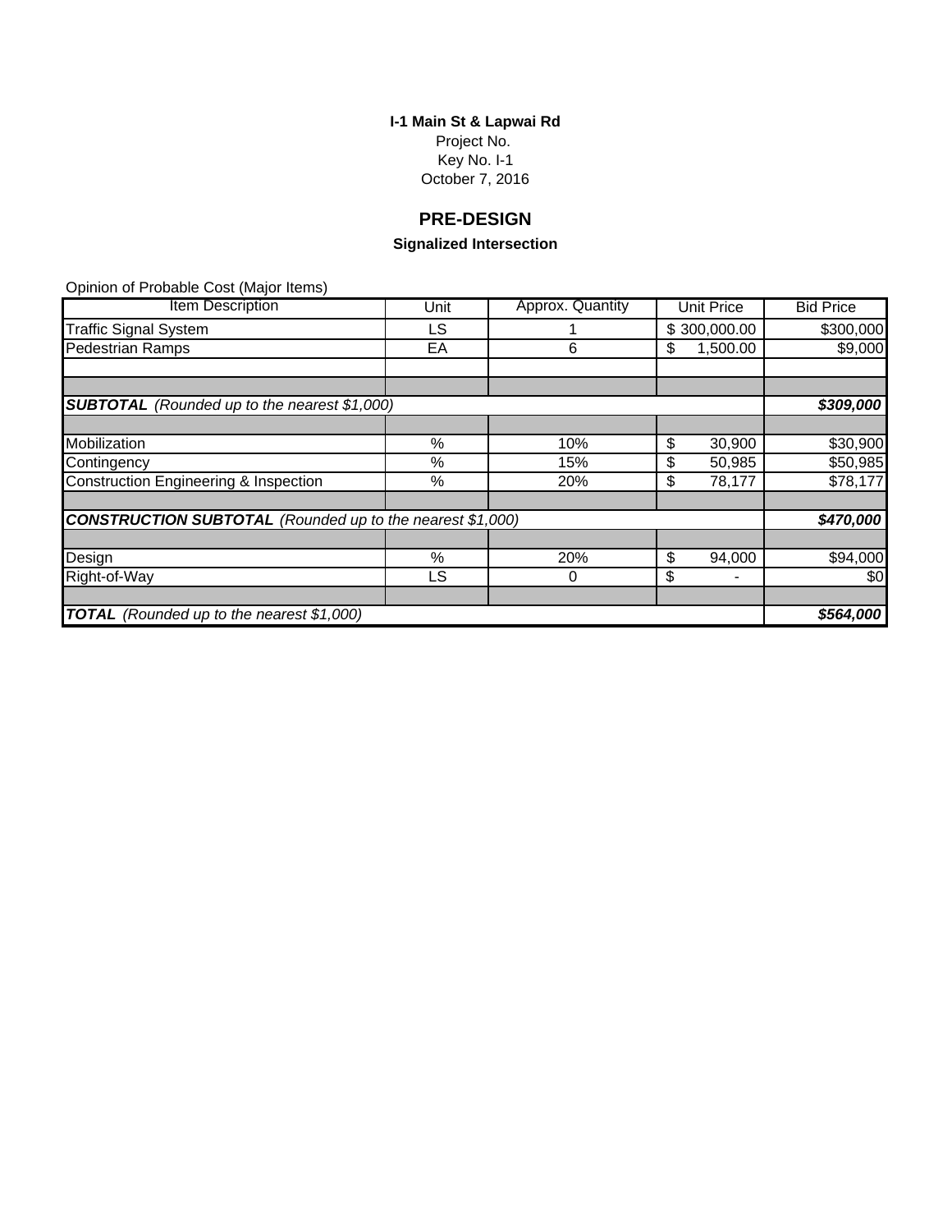**I-1 Main St & Lapwai Rd**

Project No.

Key No. I-1

October 7, 2016

## PRE-DESIGN

### Signalized Intersection

Opinion of Probable Cost (Major Items)

| Item Description | Unit | Approx. Quantity | Unit Price | Bid Price |
|---|---|---|---|---|
| Traffic Signal System | LS | 1 | $ 300,000.00 | $300,000 |
| Pedestrian Ramps | EA | 6 | $ 1,500.00 | $9,000 |
| | | | | |
| | | | | |
| ***SUBTOTAL*** *(Rounded up to the nearest $1,000)* | | | | ***$309,000*** |
| | | | | |
| Mobilization | % | 10% | $ 30,900 | $30,900 |
| Contingency | % | 15% | $ 50,985 | $50,985 |
| Construction Engineering & Inspection | % | 20% | $ 78,177 | $78,177 |
| | | | | |
| ***CONSTRUCTION SUBTOTAL*** *(Rounded up to the nearest $1,000)* | | | | ***$470,000*** |
| | | | | |
| Design | % | 20% | $ 94,000 | $94,000 |
| Right-of-Way | LS | 0 | $ - | $0 |
| | | | | |
| ***TOTAL*** *(Rounded up to the nearest $1,000)* | | | | ***$564,000*** |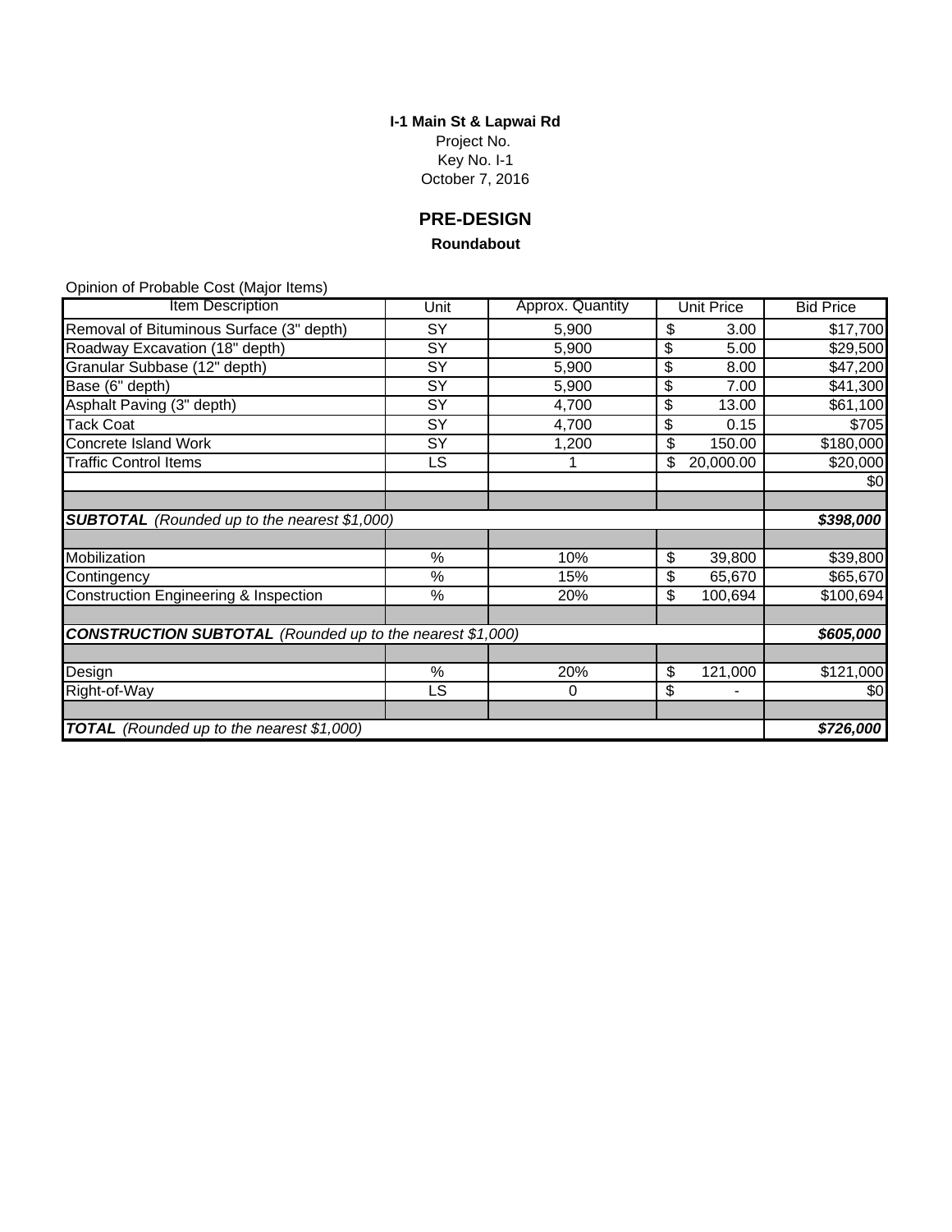**I-1 Main St & Lapwai Rd**

Project No.

Key No. I-1

October 7, 2016

## PRE-DESIGN

**Roundabout**

Opinion of Probable Cost (Major Items)

| Item Description | Unit | Approx. Quantity | Unit Price | Bid Price |
|---|---|---|---|---|
| Removal of Bituminous Surface (3" depth) | SY | 5,900 | $ 3.00 | $17,700 |
| Roadway Excavation (18" depth) | SY | 5,900 | $ 5.00 | $29,500 |
| Granular Subbase (12" depth) | SY | 5,900 | $ 8.00 | $47,200 |
| Base (6" depth) | SY | 5,900 | $ 7.00 | $41,300 |
| Asphalt Paving (3" depth) | SY | 4,700 | $ 13.00 | $61,100 |
| Tack Coat | SY | 4,700 | $ 0.15 | $705 |
| Concrete Island Work | SY | 1,200 | $ 150.00 | $180,000 |
| Traffic Control Items | LS | 1 | $ 20,000.00 | $20,000 |
| | | | | $0 |
| | | | | |
| ***SUBTOTAL** (Rounded up to the nearest $1,000)* | | | | ***$398,000*** |
| | | | | |
| Mobilization | % | 10% | $ 39,800 | $39,800 |
| Contingency | % | 15% | $ 65,670 | $65,670 |
| Construction Engineering & Inspection | % | 20% | $ 100,694 | $100,694 |
| | | | | |
| ***CONSTRUCTION SUBTOTAL** (Rounded up to the nearest $1,000)* | | | | ***$605,000*** |
| | | | | |
| Design | % | 20% | $ 121,000 | $121,000 |
| Right-of-Way | LS | 0 | $ - | $0 |
| | | | | |
| ***TOTAL** (Rounded up to the nearest $1,000)* | | | | ***$726,000*** |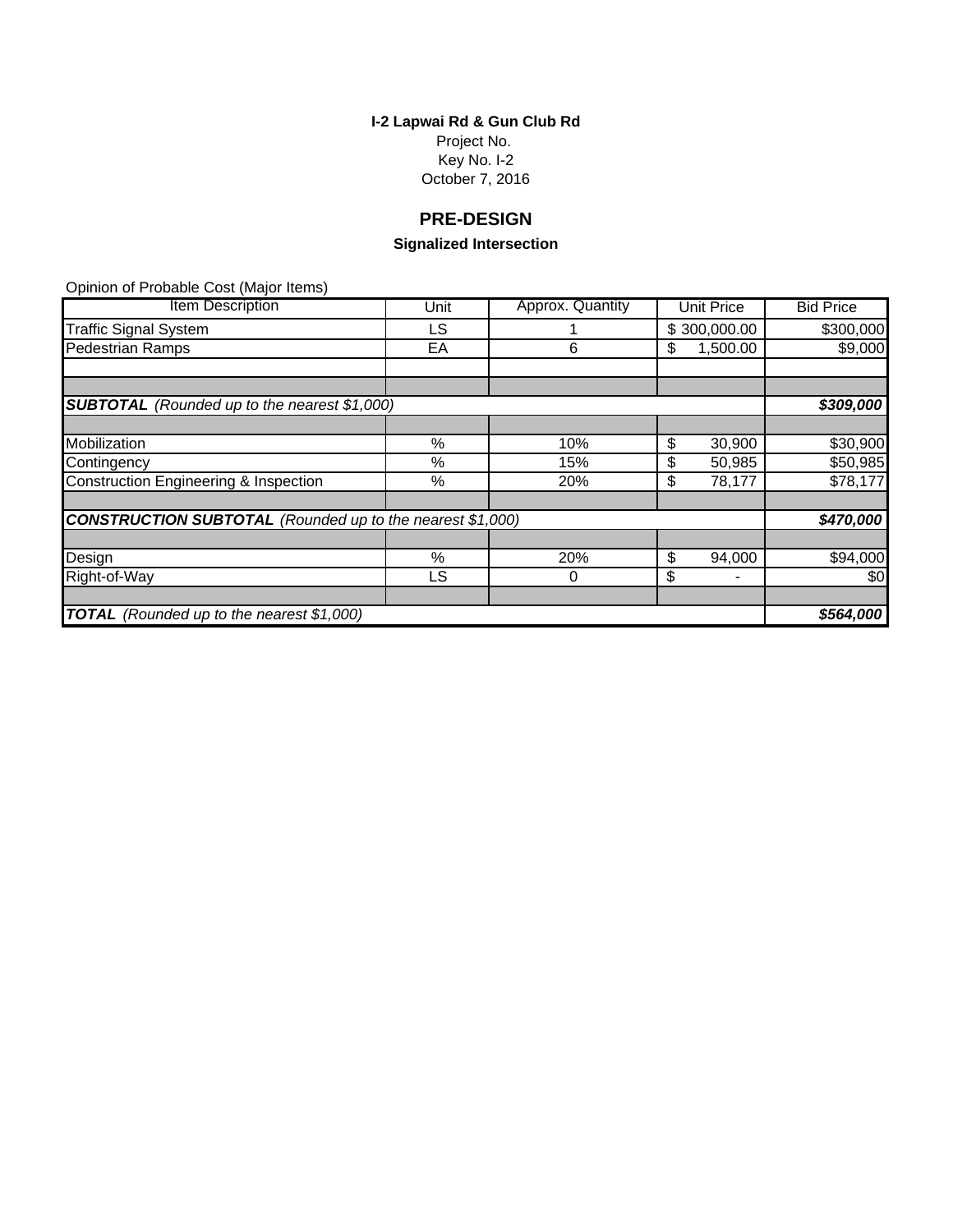**I-2 Lapwai Rd & Gun Club Rd**

Project No.

Key No. I-2

October 7, 2016

## PRE-DESIGN

### Signalized Intersection

Opinion of Probable Cost (Major Items)

| Item Description | Unit | Approx. Quantity | Unit Price | Bid Price |
|---|---|---|---|---|
| Traffic Signal System | LS | 1 | $ 300,000.00 | $300,000 |
| Pedestrian Ramps | EA | 6 | $ 1,500.00 | $9,000 |
| | | | | |
| | | | | |
| ***SUBTOTAL*** *(Rounded up to the nearest $1,000)* | | | | ***$309,000*** |
| | | | | |
| Mobilization | % | 10% | $ 30,900 | $30,900 |
| Contingency | % | 15% | $ 50,985 | $50,985 |
| Construction Engineering & Inspection | % | 20% | $ 78,177 | $78,177 |
| | | | | |
| ***CONSTRUCTION SUBTOTAL*** *(Rounded up to the nearest $1,000)* | | | | ***$470,000*** |
| | | | | |
| Design | % | 20% | $ 94,000 | $94,000 |
| Right-of-Way | LS | 0 | $ - | $0 |
| | | | | |
| ***TOTAL*** *(Rounded up to the nearest $1,000)* | | | | ***$564,000*** |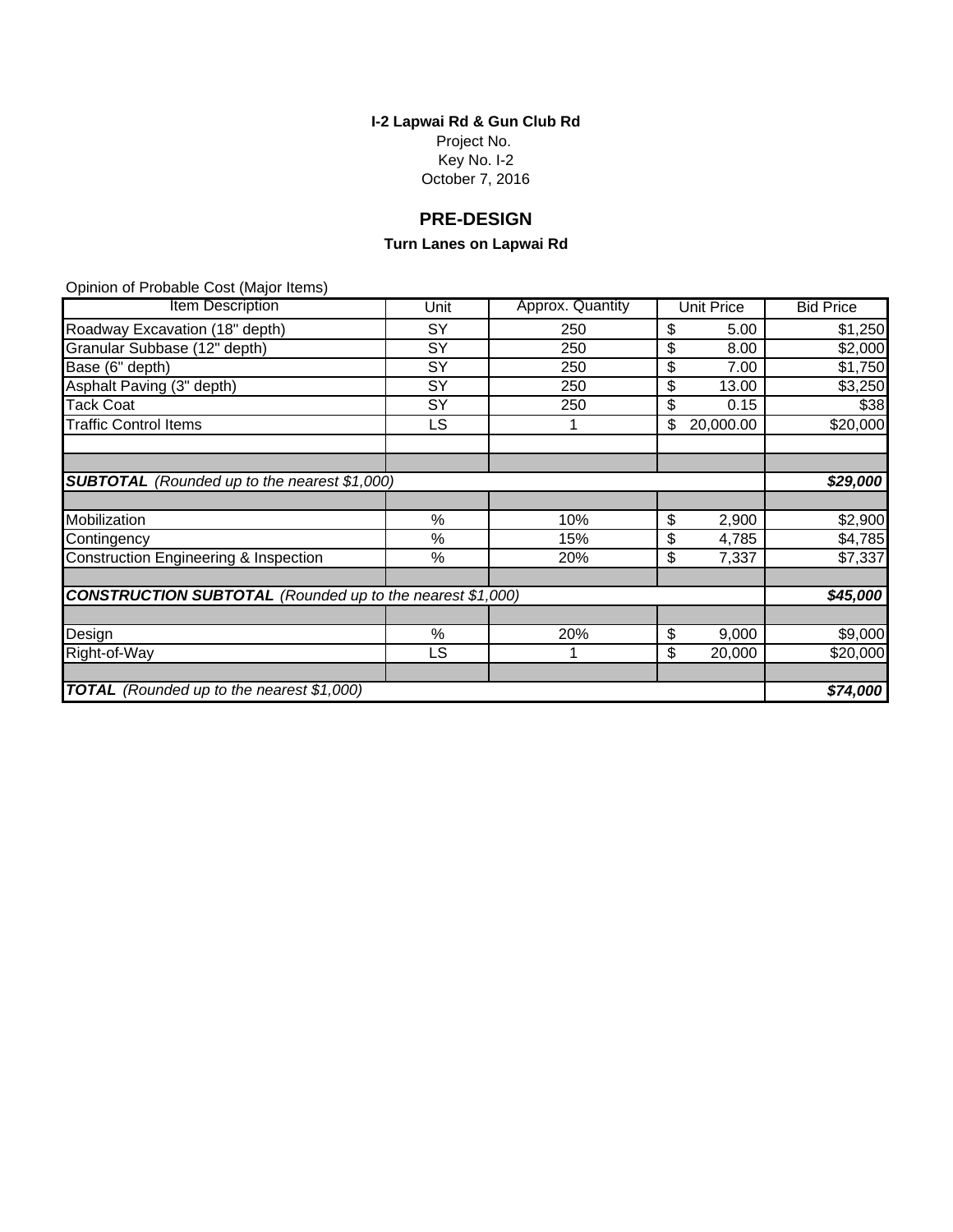**I-2 Lapwai Rd & Gun Club Rd**

Project No.

Key No. I-2

October 7, 2016

## PRE-DESIGN

### Turn Lanes on Lapwai Rd

Opinion of Probable Cost (Major Items)

| Item Description | Unit | Approx. Quantity | Unit Price | Bid Price |
|---|---|---|---|---|
| Roadway Excavation (18" depth) | SY | 250 | $ 5.00 | $1,250 |
| Granular Subbase (12" depth) | SY | 250 | $ 8.00 | $2,000 |
| Base (6" depth) | SY | 250 | $ 7.00 | $1,750 |
| Asphalt Paving (3" depth) | SY | 250 | $ 13.00 | $3,250 |
| Tack Coat | SY | 250 | $ 0.15 | $38 |
| Traffic Control Items | LS | 1 | $ 20,000.00 | $20,000 |
| | | | | |
| | | | | |
| ***SUBTOTAL*** *(Rounded up to the nearest $1,000)* | | | | ***$29,000*** |
| | | | | |
| Mobilization | % | 10% | $ 2,900 | $2,900 |
| Contingency | % | 15% | $ 4,785 | $4,785 |
| Construction Engineering & Inspection | % | 20% | $ 7,337 | $7,337 |
| | | | | |
| ***CONSTRUCTION SUBTOTAL*** *(Rounded up to the nearest $1,000)* | | | | ***$45,000*** |
| | | | | |
| Design | % | 20% | $ 9,000 | $9,000 |
| Right-of-Way | LS | 1 | $ 20,000 | $20,000 |
| | | | | |
| ***TOTAL*** *(Rounded up to the nearest $1,000)* | | | | ***$74,000*** |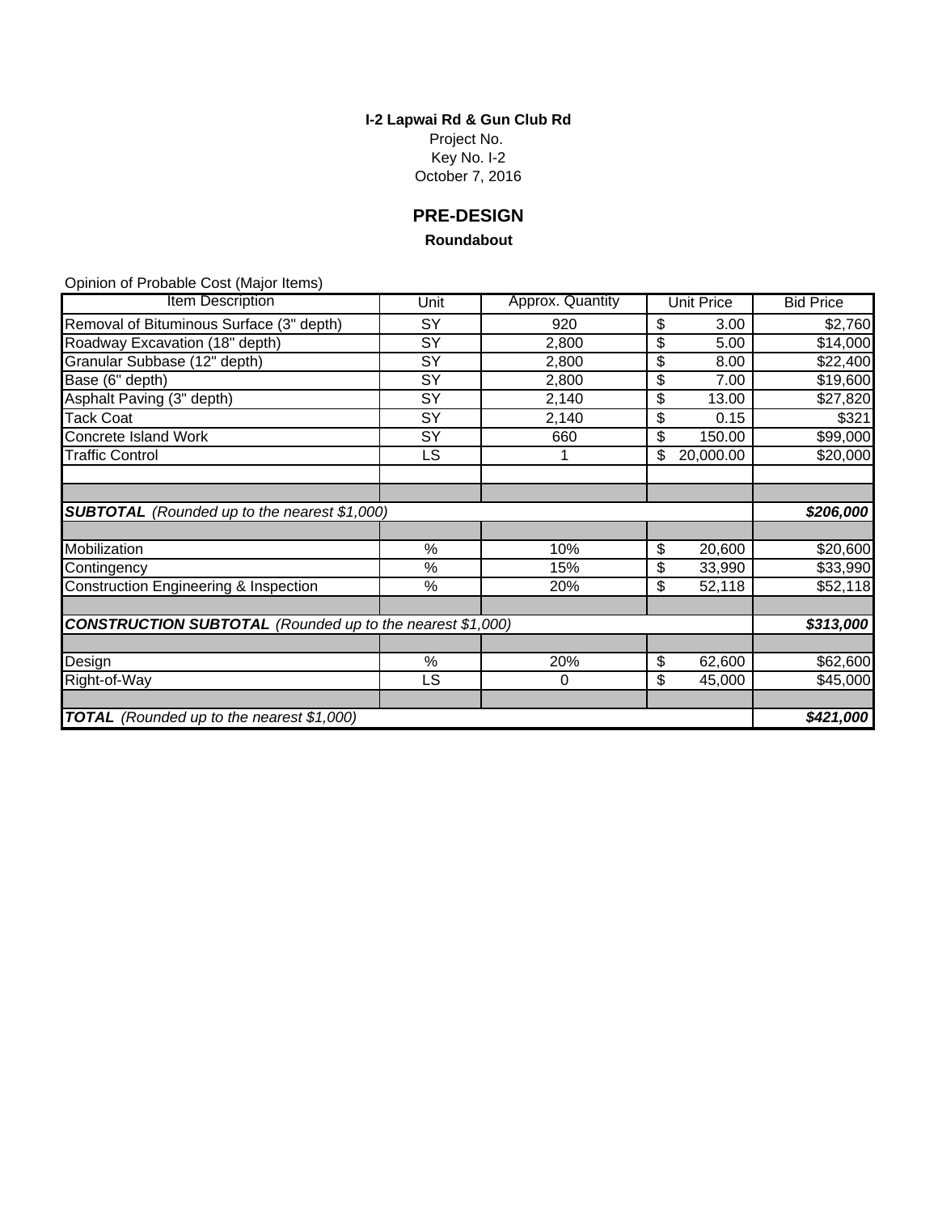**I-2 Lapwai Rd & Gun Club Rd**

Project No.

Key No. I-2

October 7, 2016

## PRE-DESIGN

**Roundabout**

Opinion of Probable Cost (Major Items)

| Item Description | Unit | Approx. Quantity | Unit Price | Bid Price |
|---|---|---|---|---|
| Removal of Bituminous Surface (3" depth) | SY | 920 | $ 3.00 | $2,760 |
| Roadway Excavation (18" depth) | SY | 2,800 | $ 5.00 | $14,000 |
| Granular Subbase (12" depth) | SY | 2,800 | $ 8.00 | $22,400 |
| Base (6" depth) | SY | 2,800 | $ 7.00 | $19,600 |
| Asphalt Paving (3" depth) | SY | 2,140 | $ 13.00 | $27,820 |
| Tack Coat | SY | 2,140 | $ 0.15 | $321 |
| Concrete Island Work | SY | 660 | $ 150.00 | $99,000 |
| Traffic Control | LS | 1 | $ 20,000.00 | $20,000 |
| | | | | |
| | | | | |
| ***SUBTOTAL** (Rounded up to the nearest $1,000)* | | | | ***$206,000*** |
| | | | | |
| Mobilization | % | 10% | $ 20,600 | $20,600 |
| Contingency | % | 15% | $ 33,990 | $33,990 |
| Construction Engineering & Inspection | % | 20% | $ 52,118 | $52,118 |
| | | | | |
| ***CONSTRUCTION SUBTOTAL** (Rounded up to the nearest $1,000)* | | | | ***$313,000*** |
| | | | | |
| Design | % | 20% | $ 62,600 | $62,600 |
| Right-of-Way | LS | 0 | $ 45,000 | $45,000 |
| | | | | |
| ***TOTAL** (Rounded up to the nearest $1,000)* | | | | ***$421,000*** |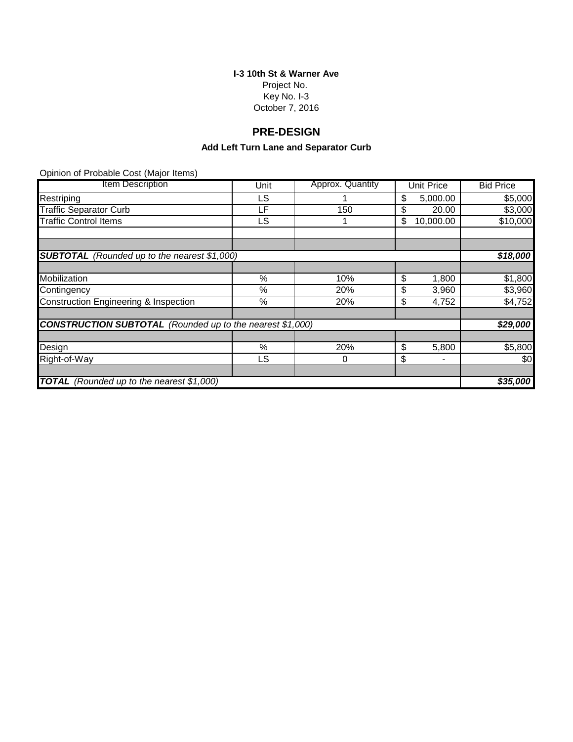**I-3 10th St & Warner Ave**
Project No.
Key No. I-3
October 7, 2016

## PRE-DESIGN

### Add Left Turn Lane and Separator Curb

Opinion of Probable Cost (Major Items)

| Item Description | Unit | Approx. Quantity | Unit Price | Bid Price |
|---|---|---|---|---|
| Restriping | LS | 1 | $ 5,000.00 | $5,000 |
| Traffic Separator Curb | LF | 150 | $ 20.00 | $3,000 |
| Traffic Control Items | LS | 1 | $ 10,000.00 | $10,000 |
| | | | | |
| | | | | |
| ***SUBTOTAL** (Rounded up to the nearest $1,000)* | | | | ***$18,000*** |
| | | | | |
| Mobilization | % | 10% | $ 1,800 | $1,800 |
| Contingency | % | 20% | $ 3,960 | $3,960 |
| Construction Engineering & Inspection | % | 20% | $ 4,752 | $4,752 |
| | | | | |
| ***CONSTRUCTION SUBTOTAL** (Rounded up to the nearest $1,000)* | | | | ***$29,000*** |
| | | | | |
| Design | % | 20% | $ 5,800 | $5,800 |
| Right-of-Way | LS | 0 | $ - | $0 |
| | | | | |
| ***TOTAL** (Rounded up to the nearest $1,000)* | | | | ***$35,000*** |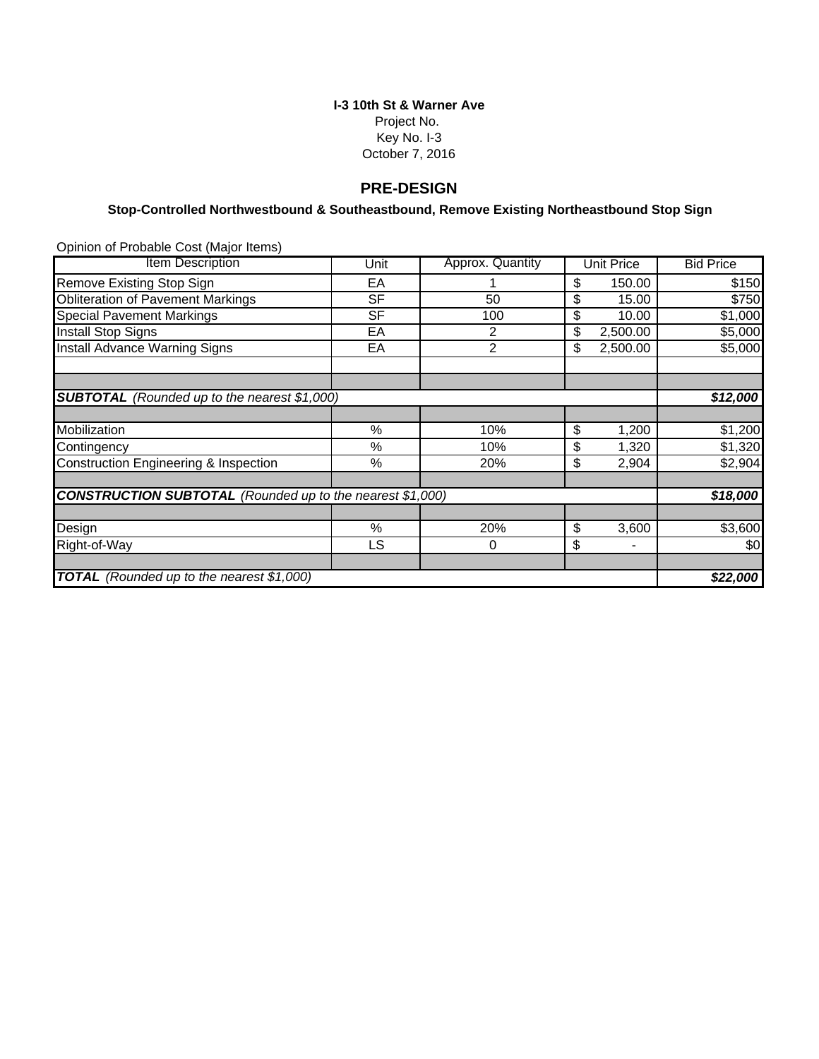**I-3 10th St & Warner Ave**
Project No.
Key No. I-3
October 7, 2016

## PRE-DESIGN

### Stop-Controlled Northwestbound & Southeastbound, Remove Existing Northeastbound Stop Sign

Opinion of Probable Cost (Major Items)

| Item Description | Unit | Approx. Quantity | Unit Price | Bid Price |
|---|---|---|---|---|
| Remove Existing Stop Sign | EA | 1 | $ 150.00 | $150 |
| Obliteration of Pavement Markings | SF | 50 | $ 15.00 | $750 |
| Special Pavement Markings | SF | 100 | $ 10.00 | $1,000 |
| Install Stop Signs | EA | 2 | $ 2,500.00 | $5,000 |
| Install Advance Warning Signs | EA | 2 | $ 2,500.00 | $5,000 |
| | | | | |
| | | | | |
| ***SUBTOTAL*** *(Rounded up to the nearest $1,000)* | | | | ***$12,000*** |
| | | | | |
| Mobilization | % | 10% | $ 1,200 | $1,200 |
| Contingency | % | 10% | $ 1,320 | $1,320 |
| Construction Engineering & Inspection | % | 20% | $ 2,904 | $2,904 |
| | | | | |
| ***CONSTRUCTION SUBTOTAL*** *(Rounded up to the nearest $1,000)* | | | | ***$18,000*** |
| | | | | |
| Design | % | 20% | $ 3,600 | $3,600 |
| Right-of-Way | LS | 0 | $ - | $0 |
| | | | | |
| ***TOTAL*** *(Rounded up to the nearest $1,000)* | | | | ***$22,000*** |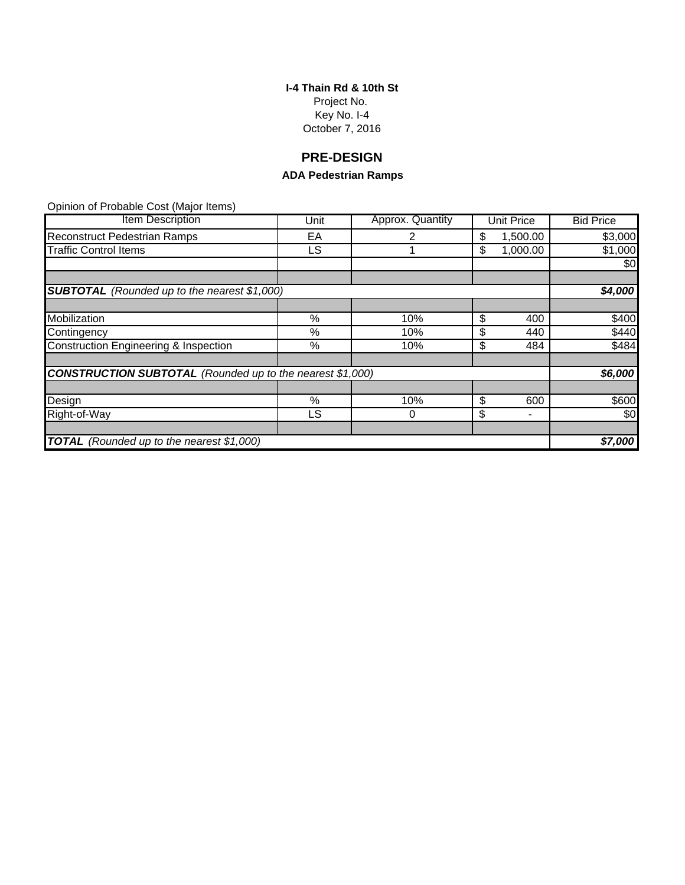**I-4 Thain Rd & 10th St**
Project No.
Key No. I-4
October 7, 2016

## PRE-DESIGN

### ADA Pedestrian Ramps

Opinion of Probable Cost (Major Items)

| Item Description | Unit | Approx. Quantity | Unit Price | Bid Price |
|---|---|---|---|---|
| Reconstruct Pedestrian Ramps | EA | 2 | $ 1,500.00 | $3,000 |
| Traffic Control Items | LS | 1 | $ 1,000.00 | $1,000 |
| | | | | $0 |
| | | | | |
| ***SUBTOTAL*** *(Rounded up to the nearest $1,000)* | | | | ***$4,000*** |
| | | | | |
| Mobilization | % | 10% | $ 400 | $400 |
| Contingency | % | 10% | $ 440 | $440 |
| Construction Engineering & Inspection | % | 10% | $ 484 | $484 |
| | | | | |
| ***CONSTRUCTION SUBTOTAL*** *(Rounded up to the nearest $1,000)* | | | | ***$6,000*** |
| | | | | |
| Design | % | 10% | $ 600 | $600 |
| Right-of-Way | LS | 0 | $ - | $0 |
| | | | | |
| ***TOTAL*** *(Rounded up to the nearest $1,000)* | | | | ***$7,000*** |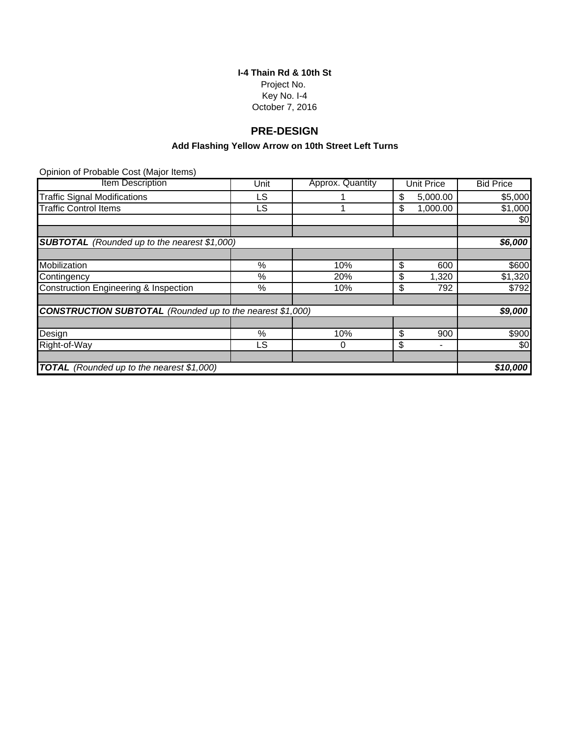**I-4 Thain Rd & 10th St**

Project No.

Key No. I-4

October 7, 2016

## PRE-DESIGN

### Add Flashing Yellow Arrow on 10th Street Left Turns

Opinion of Probable Cost (Major Items)

| Item Description | Unit | Approx. Quantity | Unit Price | Bid Price |
|---|---|---|---|---|
| Traffic Signal Modifications | LS | 1 | $ 5,000.00 | $5,000 |
| Traffic Control Items | LS | 1 | $ 1,000.00 | $1,000 |
| | | | | $0 |
| | | | | |
| ***SUBTOTAL*** *(Rounded up to the nearest $1,000)* | | | | ***$6,000*** |
| | | | | |
| Mobilization | % | 10% | $ 600 | $600 |
| Contingency | % | 20% | $ 1,320 | $1,320 |
| Construction Engineering & Inspection | % | 10% | $ 792 | $792 |
| | | | | |
| ***CONSTRUCTION SUBTOTAL*** *(Rounded up to the nearest $1,000)* | | | | ***$9,000*** |
| | | | | |
| Design | % | 10% | $ 900 | $900 |
| Right-of-Way | LS | 0 | $ - | $0 |
| | | | | |
| ***TOTAL*** *(Rounded up to the nearest $1,000)* | | | | ***$10,000*** |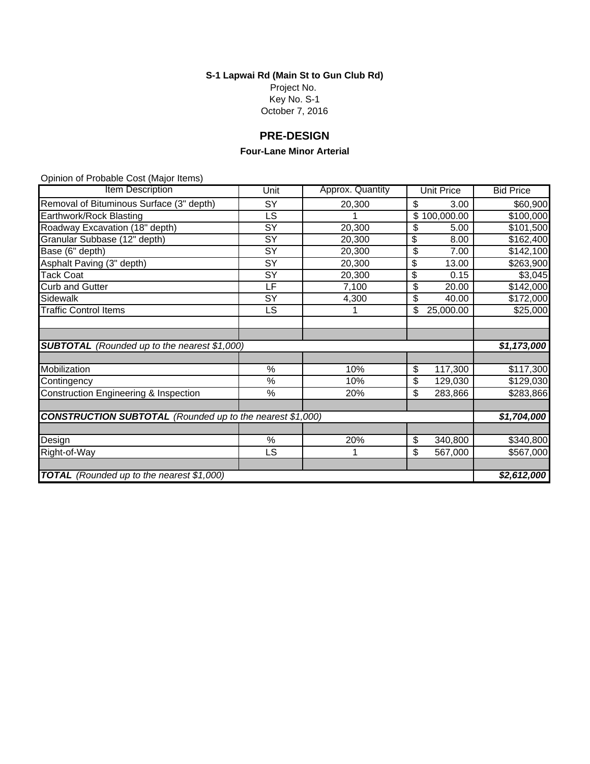**S-1 Lapwai Rd (Main St to Gun Club Rd)**

Project No.

Key No. S-1

October 7, 2016

## PRE-DESIGN

**Four-Lane Minor Arterial**

Opinion of Probable Cost (Major Items)

| Item Description | Unit | Approx. Quantity | Unit Price | Bid Price |
|---|---|---|---|---|
| Removal of Bituminous Surface (3" depth) | SY | 20,300 | $ 3.00 | $60,900 |
| Earthwork/Rock Blasting | LS | 1 | $ 100,000.00 | $100,000 |
| Roadway Excavation (18" depth) | SY | 20,300 | $ 5.00 | $101,500 |
| Granular Subbase (12" depth) | SY | 20,300 | $ 8.00 | $162,400 |
| Base (6" depth) | SY | 20,300 | $ 7.00 | $142,100 |
| Asphalt Paving (3" depth) | SY | 20,300 | $ 13.00 | $263,900 |
| Tack Coat | SY | 20,300 | $ 0.15 | $3,045 |
| Curb and Gutter | LF | 7,100 | $ 20.00 | $142,000 |
| Sidewalk | SY | 4,300 | $ 40.00 | $172,000 |
| Traffic Control Items | LS | 1 | $ 25,000.00 | $25,000 |
| | | | | |
| | | | | |
| ***SUBTOTAL** (Rounded up to the nearest $1,000)* | | | | ***$1,173,000*** |
| | | | | |
| Mobilization | % | 10% | $ 117,300 | $117,300 |
| Contingency | % | 10% | $ 129,030 | $129,030 |
| Construction Engineering & Inspection | % | 20% | $ 283,866 | $283,866 |
| | | | | |
| ***CONSTRUCTION SUBTOTAL** (Rounded up to the nearest $1,000)* | | | | ***$1,704,000*** |
| | | | | |
| Design | % | 20% | $ 340,800 | $340,800 |
| Right-of-Way | LS | 1 | $ 567,000 | $567,000 |
| | | | | |
| ***TOTAL** (Rounded up to the nearest $1,000)* | | | | ***$2,612,000*** |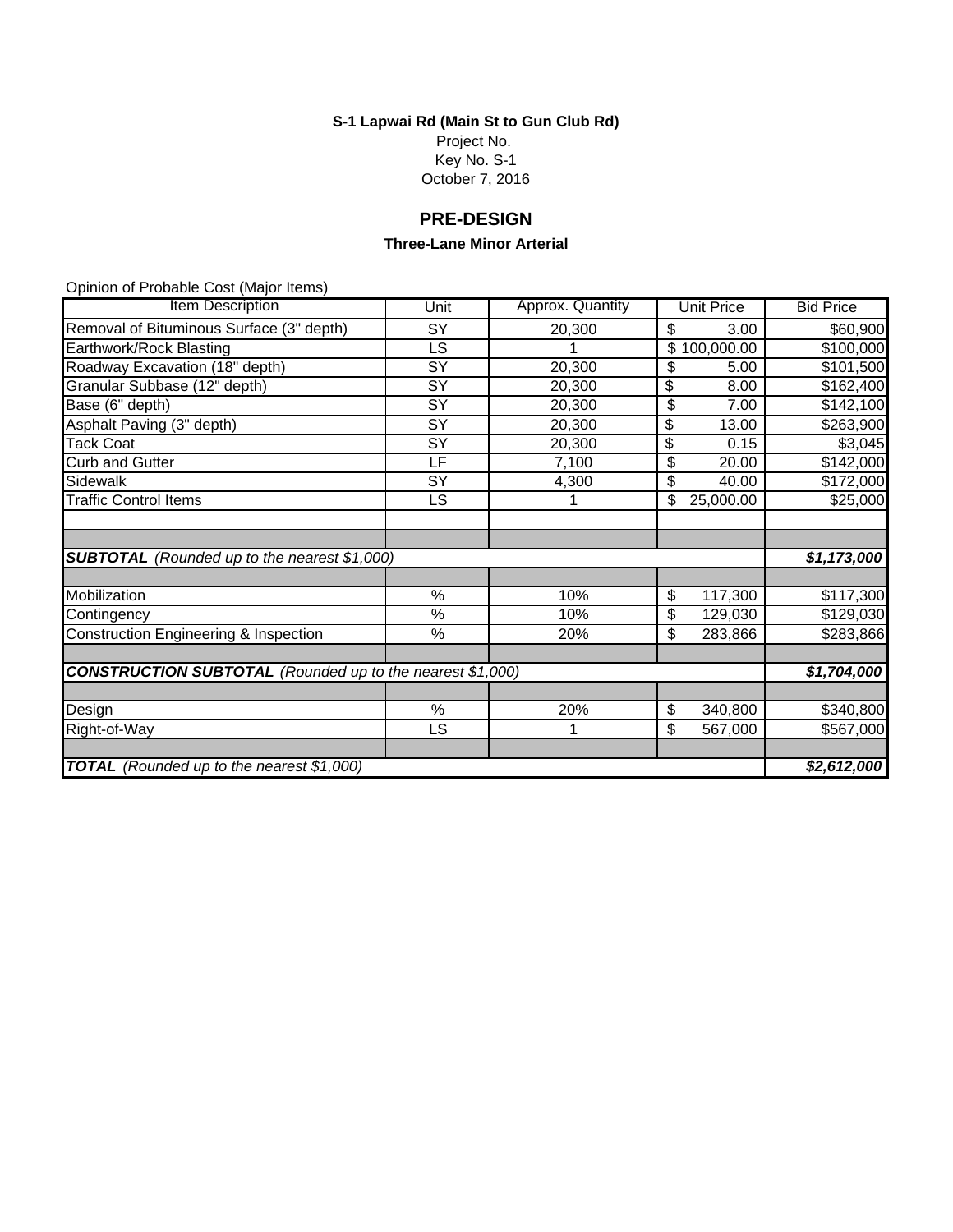**S-1 Lapwai Rd (Main St to Gun Club Rd)**

Project No.

Key No. S-1

October 7, 2016

## PRE-DESIGN

**Three-Lane Minor Arterial**

Opinion of Probable Cost (Major Items)

| Item Description | Unit | Approx. Quantity | Unit Price | Bid Price |
|---|---|---|---|---|
| Removal of Bituminous Surface (3" depth) | SY | 20,300 | $ 3.00 | $60,900 |
| Earthwork/Rock Blasting | LS | 1 | $ 100,000.00 | $100,000 |
| Roadway Excavation (18" depth) | SY | 20,300 | $ 5.00 | $101,500 |
| Granular Subbase (12" depth) | SY | 20,300 | $ 8.00 | $162,400 |
| Base (6" depth) | SY | 20,300 | $ 7.00 | $142,100 |
| Asphalt Paving (3" depth) | SY | 20,300 | $ 13.00 | $263,900 |
| Tack Coat | SY | 20,300 | $ 0.15 | $3,045 |
| Curb and Gutter | LF | 7,100 | $ 20.00 | $142,000 |
| Sidewalk | SY | 4,300 | $ 40.00 | $172,000 |
| Traffic Control Items | LS | 1 | $ 25,000.00 | $25,000 |
| | | | | |
| | | | | |
| ***SUBTOTAL** (Rounded up to the nearest $1,000)* | | | | ***$1,173,000*** |
| | | | | |
| Mobilization | % | 10% | $ 117,300 | $117,300 |
| Contingency | % | 10% | $ 129,030 | $129,030 |
| Construction Engineering & Inspection | % | 20% | $ 283,866 | $283,866 |
| | | | | |
| ***CONSTRUCTION SUBTOTAL** (Rounded up to the nearest $1,000)* | | | | ***$1,704,000*** |
| | | | | |
| Design | % | 20% | $ 340,800 | $340,800 |
| Right-of-Way | LS | 1 | $ 567,000 | $567,000 |
| | | | | |
| ***TOTAL** (Rounded up to the nearest $1,000)* | | | | ***$2,612,000*** |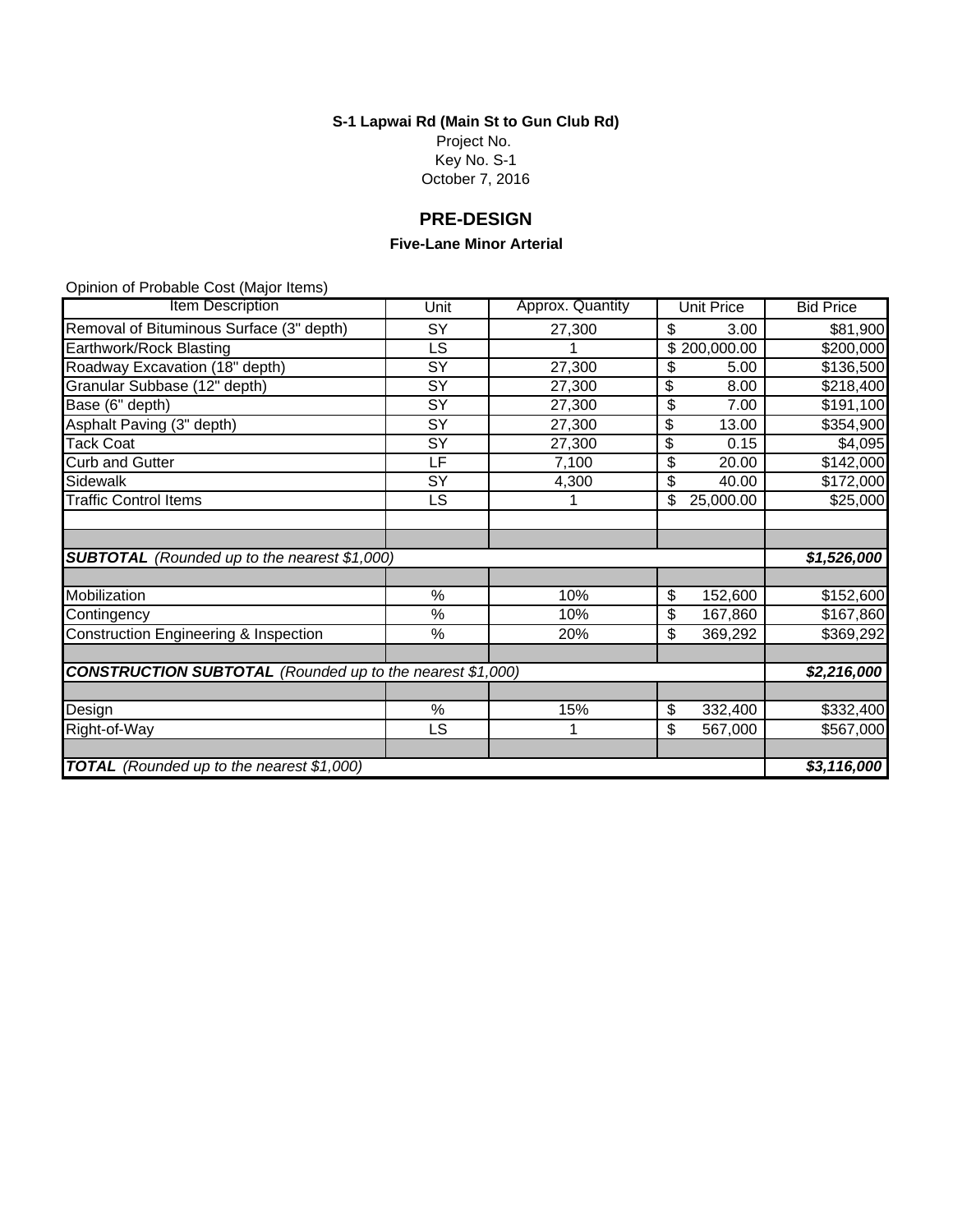**S-1 Lapwai Rd (Main St to Gun Club Rd)**
Project No.
Key No. S-1
October 7, 2016

## PRE-DESIGN

### Five-Lane Minor Arterial

Opinion of Probable Cost (Major Items)

| Item Description | Unit | Approx. Quantity | Unit Price | Bid Price |
|---|---|---|---|---|
| Removal of Bituminous Surface (3" depth) | SY | 27,300 | $ 3.00 | $81,900 |
| Earthwork/Rock Blasting | LS | 1 | $ 200,000.00 | $200,000 |
| Roadway Excavation (18" depth) | SY | 27,300 | $ 5.00 | $136,500 |
| Granular Subbase (12" depth) | SY | 27,300 | $ 8.00 | $218,400 |
| Base (6" depth) | SY | 27,300 | $ 7.00 | $191,100 |
| Asphalt Paving (3" depth) | SY | 27,300 | $ 13.00 | $354,900 |
| Tack Coat | SY | 27,300 | $ 0.15 | $4,095 |
| Curb and Gutter | LF | 7,100 | $ 20.00 | $142,000 |
| Sidewalk | SY | 4,300 | $ 40.00 | $172,000 |
| Traffic Control Items | LS | 1 | $ 25,000.00 | $25,000 |
| | | | | |
| | | | | |
| ***SUBTOTAL** (Rounded up to the nearest $1,000)* | | | | ***$1,526,000*** |
| | | | | |
| Mobilization | % | 10% | $ 152,600 | $152,600 |
| Contingency | % | 10% | $ 167,860 | $167,860 |
| Construction Engineering & Inspection | % | 20% | $ 369,292 | $369,292 |
| | | | | |
| ***CONSTRUCTION SUBTOTAL** (Rounded up to the nearest $1,000)* | | | | ***$2,216,000*** |
| | | | | |
| Design | % | 15% | $ 332,400 | $332,400 |
| Right-of-Way | LS | 1 | $ 567,000 | $567,000 |
| | | | | |
| ***TOTAL** (Rounded up to the nearest $1,000)* | | | | ***$3,116,000*** |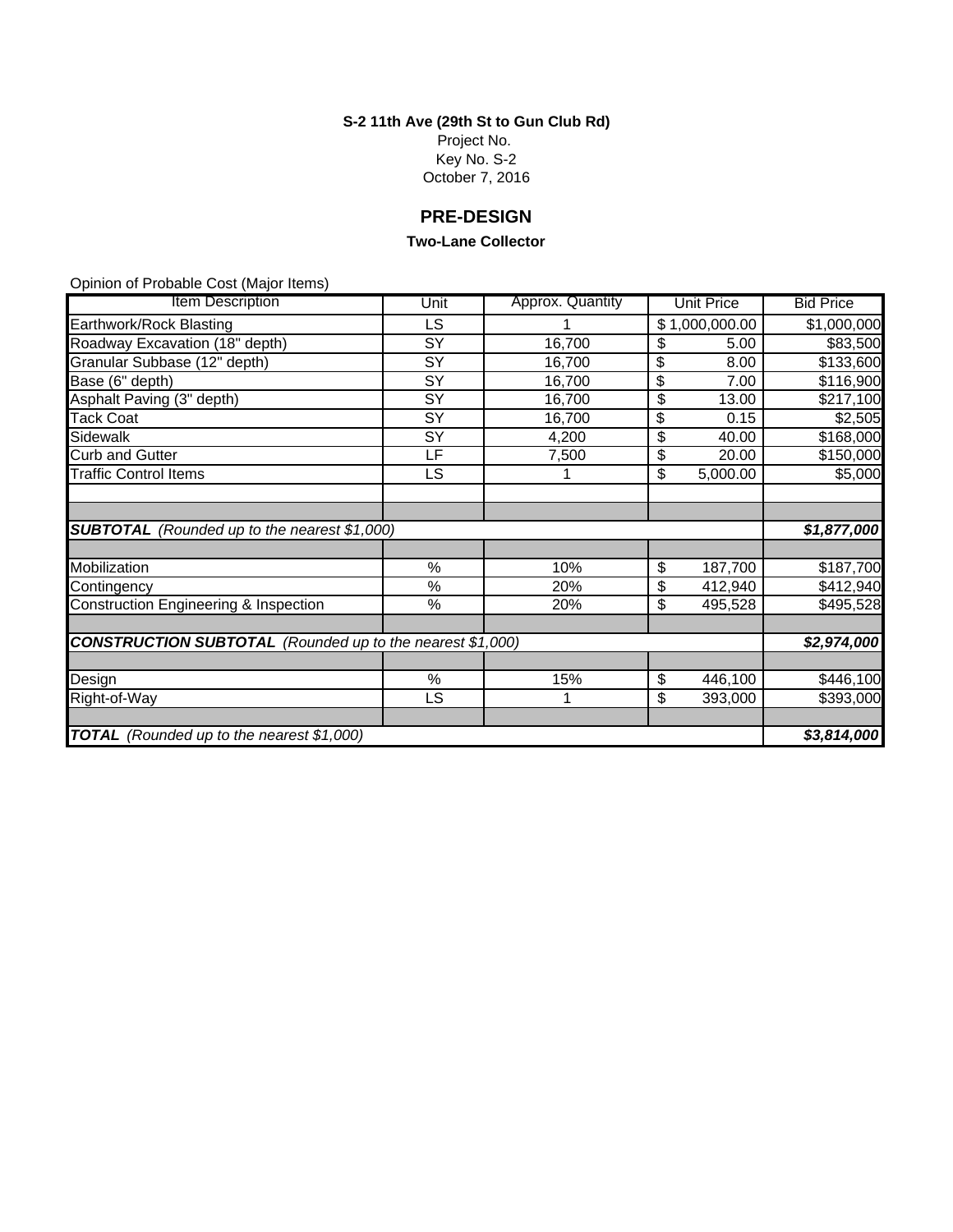**S-2 11th Ave (29th St to Gun Club Rd)**

Project No.

Key No. S-2

October 7, 2016

## PRE-DESIGN

**Two-Lane Collector**

Opinion of Probable Cost (Major Items)

| Item Description | Unit | Approx. Quantity | Unit Price | Bid Price |
|---|---|---|---|---|
| Earthwork/Rock Blasting | LS | 1 | $ 1,000,000.00 | $1,000,000 |
| Roadway Excavation (18" depth) | SY | 16,700 | $ 5.00 | $83,500 |
| Granular Subbase (12" depth) | SY | 16,700 | $ 8.00 | $133,600 |
| Base (6" depth) | SY | 16,700 | $ 7.00 | $116,900 |
| Asphalt Paving (3" depth) | SY | 16,700 | $ 13.00 | $217,100 |
| Tack Coat | SY | 16,700 | $ 0.15 | $2,505 |
| Sidewalk | SY | 4,200 | $ 40.00 | $168,000 |
| Curb and Gutter | LF | 7,500 | $ 20.00 | $150,000 |
| Traffic Control Items | LS | 1 | $ 5,000.00 | $5,000 |
| | | | | |
| | | | | |
| ***SUBTOTAL*** *(Rounded up to the nearest $1,000)* | | | | ***$1,877,000*** |
| | | | | |
| Mobilization | % | 10% | $ 187,700 | $187,700 |
| Contingency | % | 20% | $ 412,940 | $412,940 |
| Construction Engineering & Inspection | % | 20% | $ 495,528 | $495,528 |
| | | | | |
| ***CONSTRUCTION SUBTOTAL*** *(Rounded up to the nearest $1,000)* | | | | ***$2,974,000*** |
| | | | | |
| Design | % | 15% | $ 446,100 | $446,100 |
| Right-of-Way | LS | 1 | $ 393,000 | $393,000 |
| | | | | |
| ***TOTAL*** *(Rounded up to the nearest $1,000)* | | | | ***$3,814,000*** |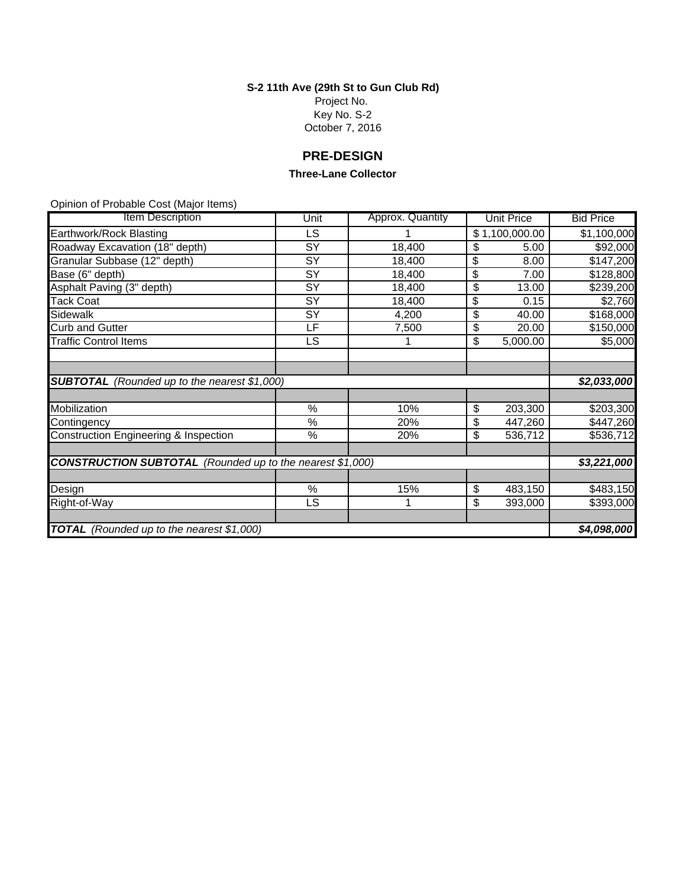**S-2 11th Ave (29th St to Gun Club Rd)**

Project No.

Key No. S-2

October 7, 2016

## PRE-DESIGN

**Three-Lane Collector**

Opinion of Probable Cost (Major Items)

| Item Description | Unit | Approx. Quantity | Unit Price | Bid Price |
|---|---|---|---|---|
| Earthwork/Rock Blasting | LS | 1 | $ 1,100,000.00 | $1,100,000 |
| Roadway Excavation (18" depth) | SY | 18,400 | $ 5.00 | $92,000 |
| Granular Subbase (12" depth) | SY | 18,400 | $ 8.00 | $147,200 |
| Base (6" depth) | SY | 18,400 | $ 7.00 | $128,800 |
| Asphalt Paving (3" depth) | SY | 18,400 | $ 13.00 | $239,200 |
| Tack Coat | SY | 18,400 | $ 0.15 | $2,760 |
| Sidewalk | SY | 4,200 | $ 40.00 | $168,000 |
| Curb and Gutter | LF | 7,500 | $ 20.00 | $150,000 |
| Traffic Control Items | LS | 1 | $ 5,000.00 | $5,000 |
| | | | | |
| | | | | |
| ***SUBTOTAL** (Rounded up to the nearest $1,000)* | | | | ***$2,033,000*** |
| | | | | |
| Mobilization | % | 10% | $ 203,300 | $203,300 |
| Contingency | % | 20% | $ 447,260 | $447,260 |
| Construction Engineering & Inspection | % | 20% | $ 536,712 | $536,712 |
| | | | | |
| ***CONSTRUCTION SUBTOTAL** (Rounded up to the nearest $1,000)* | | | | ***$3,221,000*** |
| | | | | |
| Design | % | 15% | $ 483,150 | $483,150 |
| Right-of-Way | LS | 1 | $ 393,000 | $393,000 |
| | | | | |
| ***TOTAL** (Rounded up to the nearest $1,000)* | | | | ***$4,098,000*** |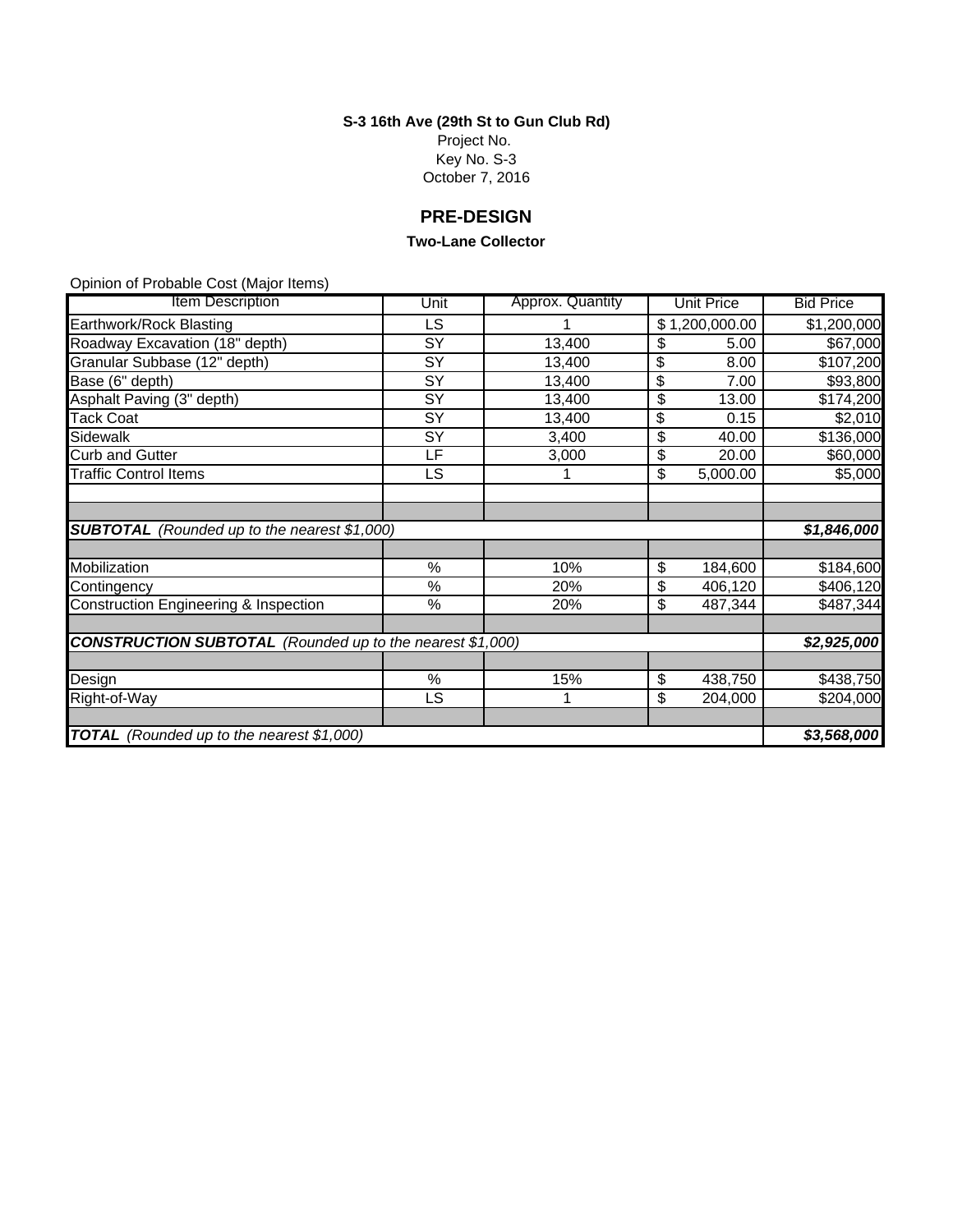**S-3 16th Ave (29th St to Gun Club Rd)**

Project No.

Key No. S-3

October 7, 2016

## PRE-DESIGN

**Two-Lane Collector**

Opinion of Probable Cost (Major Items)

| Item Description | Unit | Approx. Quantity | Unit Price | Bid Price |
|---|---|---|---|---|
| Earthwork/Rock Blasting | LS | 1 | $ 1,200,000.00 | $1,200,000 |
| Roadway Excavation (18" depth) | SY | 13,400 | $ 5.00 | $67,000 |
| Granular Subbase (12" depth) | SY | 13,400 | $ 8.00 | $107,200 |
| Base (6" depth) | SY | 13,400 | $ 7.00 | $93,800 |
| Asphalt Paving (3" depth) | SY | 13,400 | $ 13.00 | $174,200 |
| Tack Coat | SY | 13,400 | $ 0.15 | $2,010 |
| Sidewalk | SY | 3,400 | $ 40.00 | $136,000 |
| Curb and Gutter | LF | 3,000 | $ 20.00 | $60,000 |
| Traffic Control Items | LS | 1 | $ 5,000.00 | $5,000 |
| | | | | |
| | | | | |
| ***SUBTOTAL** (Rounded up to the nearest $1,000)* | | | | ***$1,846,000*** |
| | | | | |
| Mobilization | % | 10% | $ 184,600 | $184,600 |
| Contingency | % | 20% | $ 406,120 | $406,120 |
| Construction Engineering & Inspection | % | 20% | $ 487,344 | $487,344 |
| | | | | |
| ***CONSTRUCTION SUBTOTAL** (Rounded up to the nearest $1,000)* | | | | ***$2,925,000*** |
| | | | | |
| Design | % | 15% | $ 438,750 | $438,750 |
| Right-of-Way | LS | 1 | $ 204,000 | $204,000 |
| | | | | |
| ***TOTAL** (Rounded up to the nearest $1,000)* | | | | ***$3,568,000*** |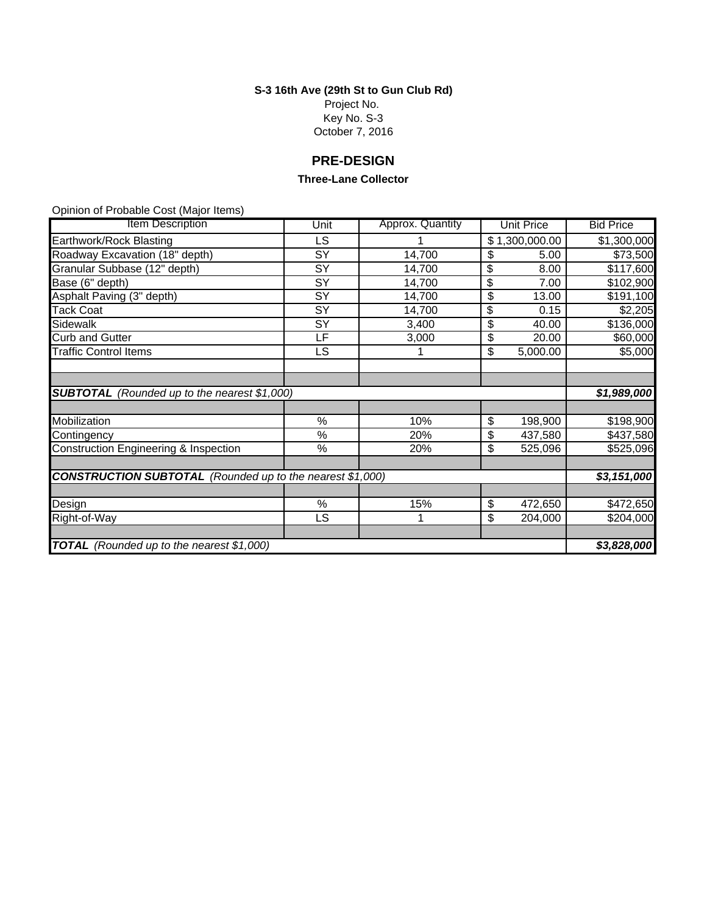**S-3 16th Ave (29th St to Gun Club Rd)**

Project No.

Key No. S-3

October 7, 2016

## PRE-DESIGN

**Three-Lane Collector**

Opinion of Probable Cost (Major Items)

| Item Description | Unit | Approx. Quantity | Unit Price | Bid Price |
|---|---|---|---|---|
| Earthwork/Rock Blasting | LS | 1 | $ 1,300,000.00 | $1,300,000 |
| Roadway Excavation (18" depth) | SY | 14,700 | $ 5.00 | $73,500 |
| Granular Subbase (12" depth) | SY | 14,700 | $ 8.00 | $117,600 |
| Base (6" depth) | SY | 14,700 | $ 7.00 | $102,900 |
| Asphalt Paving (3" depth) | SY | 14,700 | $ 13.00 | $191,100 |
| Tack Coat | SY | 14,700 | $ 0.15 | $2,205 |
| Sidewalk | SY | 3,400 | $ 40.00 | $136,000 |
| Curb and Gutter | LF | 3,000 | $ 20.00 | $60,000 |
| Traffic Control Items | LS | 1 | $ 5,000.00 | $5,000 |
| | | | | |
| | | | | |
| ***SUBTOTAL*** *(Rounded up to the nearest $1,000)* | | | | ***$1,989,000*** |
| | | | | |
| Mobilization | % | 10% | $ 198,900 | $198,900 |
| Contingency | % | 20% | $ 437,580 | $437,580 |
| Construction Engineering & Inspection | % | 20% | $ 525,096 | $525,096 |
| | | | | |
| ***CONSTRUCTION SUBTOTAL*** *(Rounded up to the nearest $1,000)* | | | | ***$3,151,000*** |
| | | | | |
| Design | % | 15% | $ 472,650 | $472,650 |
| Right-of-Way | LS | 1 | $ 204,000 | $204,000 |
| | | | | |
| ***TOTAL*** *(Rounded up to the nearest $1,000)* | | | | ***$3,828,000*** |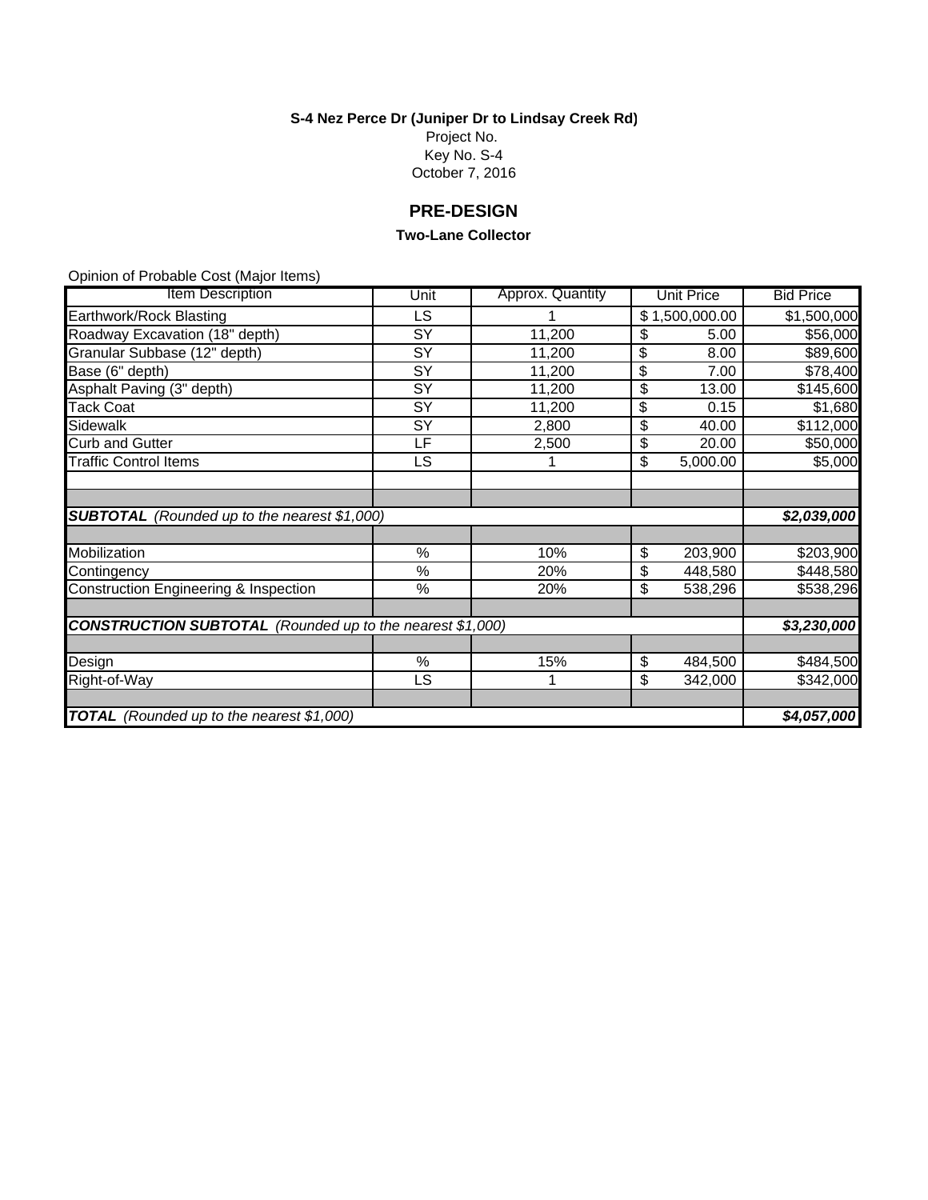**S-4 Nez Perce Dr (Juniper Dr to Lindsay Creek Rd)**

Project No.

Key No. S-4

October 7, 2016

## PRE-DESIGN

**Two-Lane Collector**

Opinion of Probable Cost (Major Items)

| Item Description | Unit | Approx. Quantity | Unit Price | Bid Price |
|---|---|---|---|---|
| Earthwork/Rock Blasting | LS | 1 | $ 1,500,000.00 | $1,500,000 |
| Roadway Excavation (18" depth) | SY | 11,200 | $ 5.00 | $56,000 |
| Granular Subbase (12" depth) | SY | 11,200 | $ 8.00 | $89,600 |
| Base (6" depth) | SY | 11,200 | $ 7.00 | $78,400 |
| Asphalt Paving (3" depth) | SY | 11,200 | $ 13.00 | $145,600 |
| Tack Coat | SY | 11,200 | $ 0.15 | $1,680 |
| Sidewalk | SY | 2,800 | $ 40.00 | $112,000 |
| Curb and Gutter | LF | 2,500 | $ 20.00 | $50,000 |
| Traffic Control Items | LS | 1 | $ 5,000.00 | $5,000 |
| | | | | |
| | | | | |
| ***SUBTOTAL** (Rounded up to the nearest $1,000)* | | | | ***$2,039,000*** |
| | | | | |
| Mobilization | % | 10% | $ 203,900 | $203,900 |
| Contingency | % | 20% | $ 448,580 | $448,580 |
| Construction Engineering & Inspection | % | 20% | $ 538,296 | $538,296 |
| | | | | |
| ***CONSTRUCTION SUBTOTAL** (Rounded up to the nearest $1,000)* | | | | ***$3,230,000*** |
| | | | | |
| Design | % | 15% | $ 484,500 | $484,500 |
| Right-of-Way | LS | 1 | $ 342,000 | $342,000 |
| | | | | |
| ***TOTAL** (Rounded up to the nearest $1,000)* | | | | ***$4,057,000*** |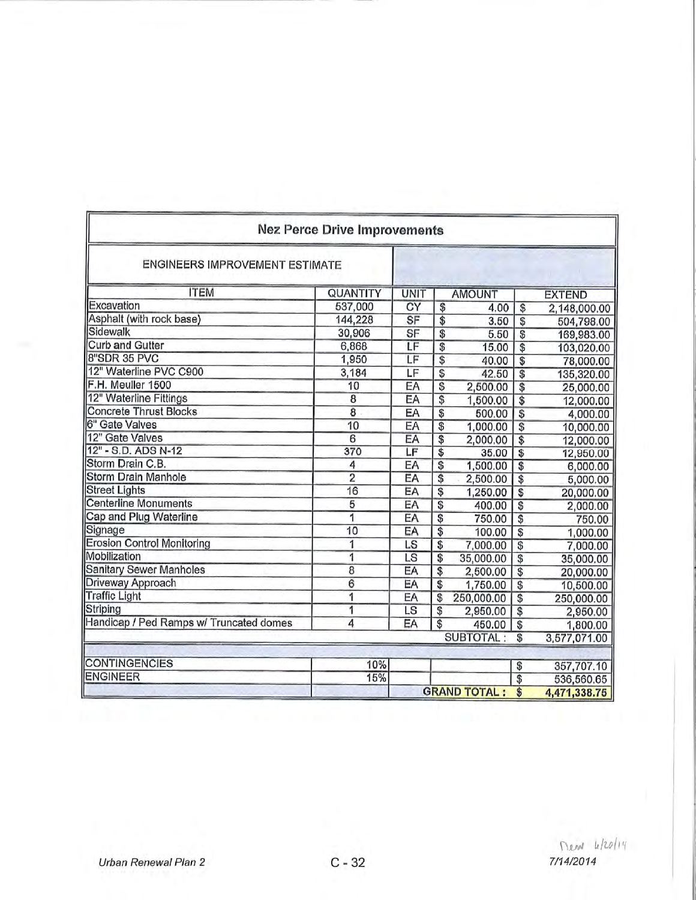## Nez Perce Drive Improvements

ENGINEERS IMPROVEMENT ESTIMATE

| ITEM | QUANTITY | UNIT | AMOUNT | EXTEND |
|---|---|---|---|---|
| Excavation | 537,000 | CY | $ 4.00 | $ 2,148,000.00 |
| Asphalt (with rock base) | 144,228 | SF | $ 3.50 | $ 504,798.00 |
| Sidewalk | 30,906 | SF | $ 5.50 | $ 169,983.00 |
| Curb and Gutter | 6,868 | LF | $ 15.00 | $ 103,020.00 |
| 8"SDR 35 PVC | 1,950 | LF | $ 40.00 | $ 78,000.00 |
| 12" Waterline PVC C900 | 3,184 | LF | $ 42.50 | $ 135,320.00 |
| F.H. Meuller 1500 | 10 | EA | $ 2,500.00 | $ 25,000.00 |
| 12" Waterline Fittings | 8 | EA | $ 1,500.00 | $ 12,000.00 |
| Concrete Thrust Blocks | 8 | EA | $ 500.00 | $ 4,000.00 |
| 6" Gate Valves | 10 | EA | $ 1,000.00 | $ 10,000.00 |
| 12" Gate Valves | 6 | EA | $ 2,000.00 | $ 12,000.00 |
| 12" - S.D. ADS N-12 | 370 | LF | $ 35.00 | $ 12,950.00 |
| Storm Drain C.B. | 4 | EA | $ 1,500.00 | $ 6,000.00 |
| Storm Drain Manhole | 2 | EA | $ 2,500.00 | $ 5,000.00 |
| Street Lights | 16 | EA | $ 1,250.00 | $ 20,000.00 |
| Centerline Monuments | 5 | EA | $ 400.00 | $ 2,000.00 |
| Cap and Plug Waterline | 1 | EA | $ 750.00 | $ 750.00 |
| Signage | 10 | EA | $ 100.00 | $ 1,000.00 |
| Erosion Control Monitoring | 1 | LS | $ 7,000.00 | $ 7,000.00 |
| Mobilization | 1 | LS | $ 35,000.00 | $ 35,000.00 |
| Sanitary Sewer Manholes | 8 | EA | $ 2,500.00 | $ 20,000.00 |
| Driveway Approach | 6 | EA | $ 1,750.00 | $ 10,500.00 |
| Traffic Light | 1 | EA | $ 250,000.00 | $ 250,000.00 |
| Striping | 1 | LS | $ 2,950.00 | $ 2,950.00 |
| Handicap / Ped Ramps w/ Truncated domes | 4 | EA | $ 450.00 | $ 1,800.00 |
| | | | SUBTOTAL : | $ 3,577,071.00 |
| | | | | |
| CONTINGENCIES | 10% | | | $ 357,707.10 |
| ENGINEER | 15% | | | $ 536,560.65 |
| | | | **GRAND TOTAL :** | **$ 4,471,338.75** |

New 6/20/14

7/14/2014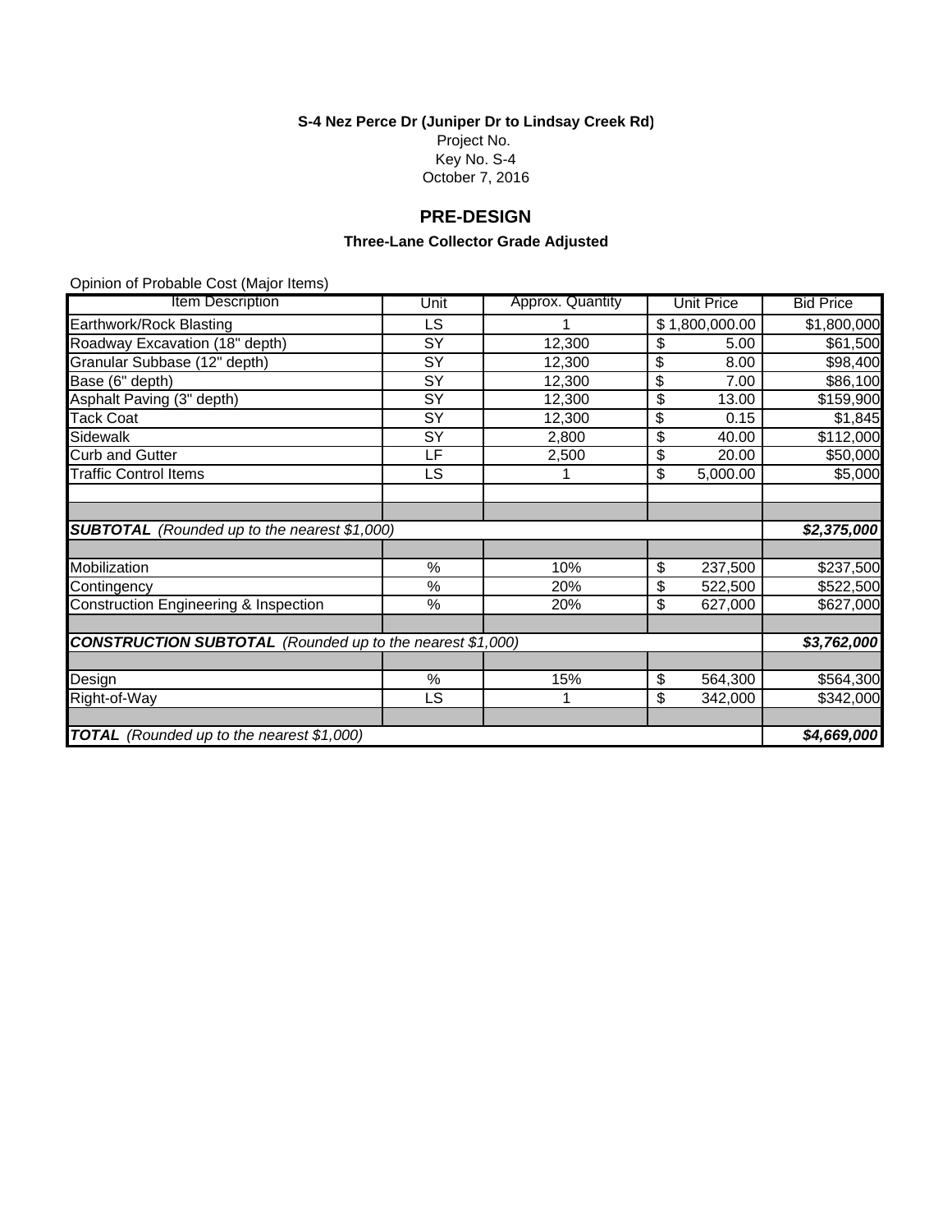**S-4 Nez Perce Dr (Juniper Dr to Lindsay Creek Rd)**

Project No.

Key No. S-4

October 7, 2016

## PRE-DESIGN

### Three-Lane Collector Grade Adjusted

Opinion of Probable Cost (Major Items)

| Item Description | Unit | Approx. Quantity | Unit Price | Bid Price |
|---|---|---|---|---|
| Earthwork/Rock Blasting | LS | 1 | $ 1,800,000.00 | $1,800,000 |
| Roadway Excavation (18" depth) | SY | 12,300 | $ 5.00 | $61,500 |
| Granular Subbase (12" depth) | SY | 12,300 | $ 8.00 | $98,400 |
| Base (6" depth) | SY | 12,300 | $ 7.00 | $86,100 |
| Asphalt Paving (3" depth) | SY | 12,300 | $ 13.00 | $159,900 |
| Tack Coat | SY | 12,300 | $ 0.15 | $1,845 |
| Sidewalk | SY | 2,800 | $ 40.00 | $112,000 |
| Curb and Gutter | LF | 2,500 | $ 20.00 | $50,000 |
| Traffic Control Items | LS | 1 | $ 5,000.00 | $5,000 |
| | | | | |
| | | | | |
| ***SUBTOTAL*** *(Rounded up to the nearest $1,000)* | | | | ***$2,375,000*** |
| | | | | |
| Mobilization | % | 10% | $ 237,500 | $237,500 |
| Contingency | % | 20% | $ 522,500 | $522,500 |
| Construction Engineering & Inspection | % | 20% | $ 627,000 | $627,000 |
| | | | | |
| ***CONSTRUCTION SUBTOTAL*** *(Rounded up to the nearest $1,000)* | | | | ***$3,762,000*** |
| | | | | |
| Design | % | 15% | $ 564,300 | $564,300 |
| Right-of-Way | LS | 1 | $ 342,000 | $342,000 |
| | | | | |
| ***TOTAL*** *(Rounded up to the nearest $1,000)* | | | | ***$4,669,000*** |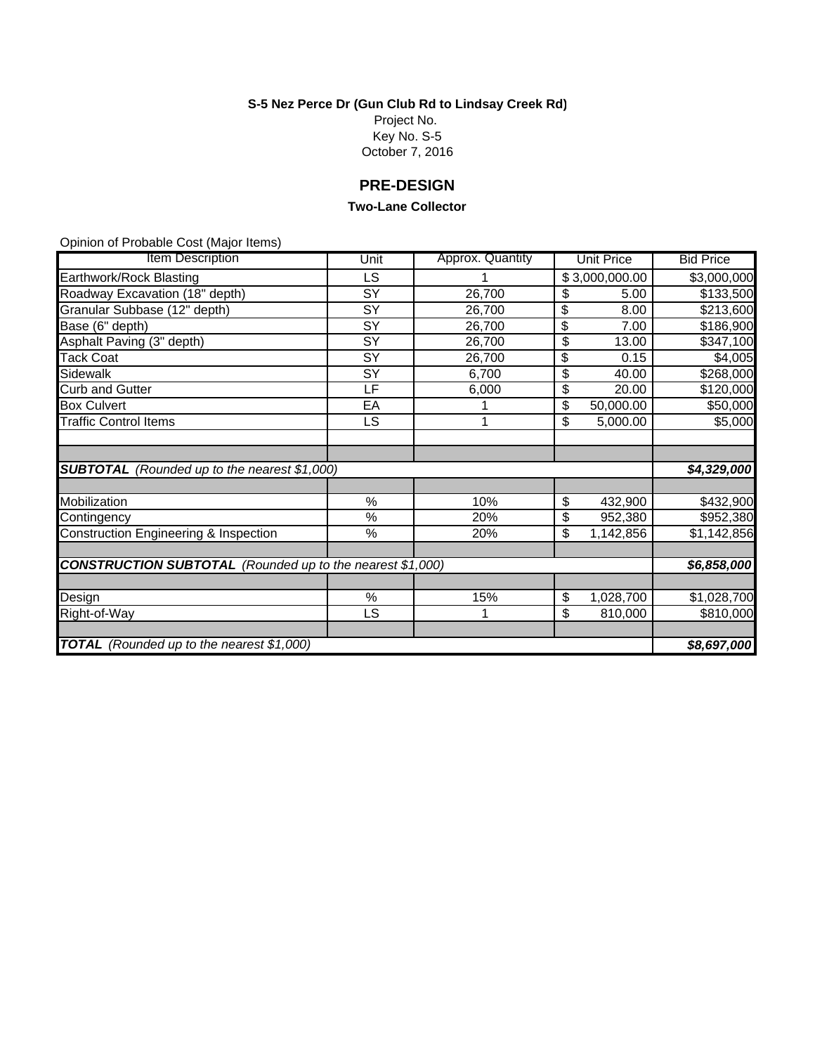**S-5 Nez Perce Dr (Gun Club Rd to Lindsay Creek Rd)**

Project No.

Key No. S-5

October 7, 2016

## PRE-DESIGN

**Two-Lane Collector**

Opinion of Probable Cost (Major Items)

| Item Description | Unit | Approx. Quantity | Unit Price | Bid Price |
|---|---|---|---|---|
| Earthwork/Rock Blasting | LS | 1 | $ 3,000,000.00 | $3,000,000 |
| Roadway Excavation (18" depth) | SY | 26,700 | $ 5.00 | $133,500 |
| Granular Subbase (12" depth) | SY | 26,700 | $ 8.00 | $213,600 |
| Base (6" depth) | SY | 26,700 | $ 7.00 | $186,900 |
| Asphalt Paving (3" depth) | SY | 26,700 | $ 13.00 | $347,100 |
| Tack Coat | SY | 26,700 | $ 0.15 | $4,005 |
| Sidewalk | SY | 6,700 | $ 40.00 | $268,000 |
| Curb and Gutter | LF | 6,000 | $ 20.00 | $120,000 |
| Box Culvert | EA | 1 | $ 50,000.00 | $50,000 |
| Traffic Control Items | LS | 1 | $ 5,000.00 | $5,000 |
| | | | | |
| | | | | |
| ***SUBTOTAL** (Rounded up to the nearest $1,000)* | | | | ***$4,329,000*** |
| | | | | |
| Mobilization | % | 10% | $ 432,900 | $432,900 |
| Contingency | % | 20% | $ 952,380 | $952,380 |
| Construction Engineering & Inspection | % | 20% | $ 1,142,856 | $1,142,856 |
| | | | | |
| ***CONSTRUCTION SUBTOTAL** (Rounded up to the nearest $1,000)* | | | | ***$6,858,000*** |
| | | | | |
| Design | % | 15% | $ 1,028,700 | $1,028,700 |
| Right-of-Way | LS | 1 | $ 810,000 | $810,000 |
| | | | | |
| ***TOTAL** (Rounded up to the nearest $1,000)* | | | | ***$8,697,000*** |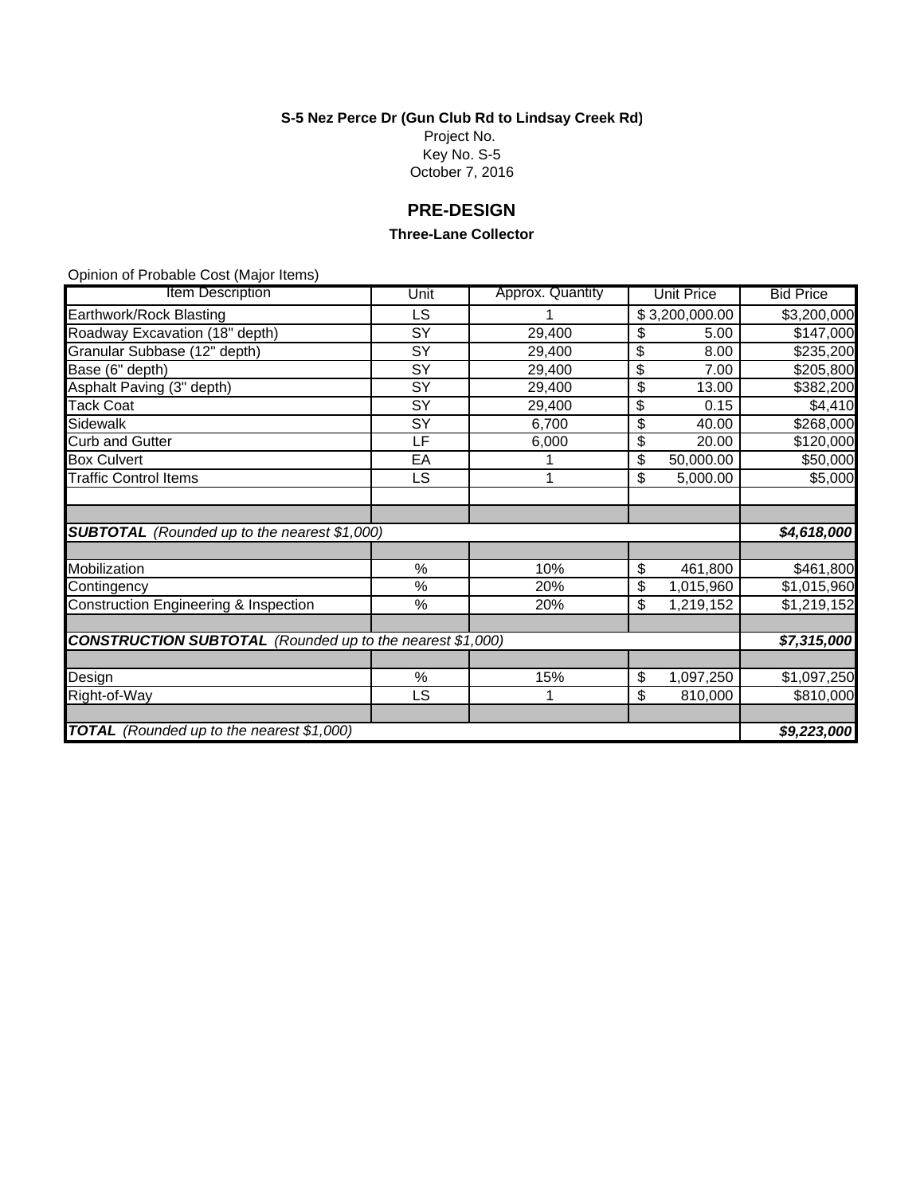**S-5 Nez Perce Dr (Gun Club Rd to Lindsay Creek Rd)**

Project No.

Key No. S-5

October 7, 2016

## PRE-DESIGN

**Three-Lane Collector**

Opinion of Probable Cost (Major Items)

| Item Description | Unit | Approx. Quantity | Unit Price | Bid Price |
|---|---|---|---|---|
| Earthwork/Rock Blasting | LS | 1 | $ 3,200,000.00 | $3,200,000 |
| Roadway Excavation (18" depth) | SY | 29,400 | $ 5.00 | $147,000 |
| Granular Subbase (12" depth) | SY | 29,400 | $ 8.00 | $235,200 |
| Base (6" depth) | SY | 29,400 | $ 7.00 | $205,800 |
| Asphalt Paving (3" depth) | SY | 29,400 | $ 13.00 | $382,200 |
| Tack Coat | SY | 29,400 | $ 0.15 | $4,410 |
| Sidewalk | SY | 6,700 | $ 40.00 | $268,000 |
| Curb and Gutter | LF | 6,000 | $ 20.00 | $120,000 |
| Box Culvert | EA | 1 | $ 50,000.00 | $50,000 |
| Traffic Control Items | LS | 1 | $ 5,000.00 | $5,000 |
| | | | | |
| | | | | |
| ***SUBTOTAL** (Rounded up to the nearest $1,000)* | | | | ***$4,618,000*** |
| | | | | |
| Mobilization | % | 10% | $ 461,800 | $461,800 |
| Contingency | % | 20% | $ 1,015,960 | $1,015,960 |
| Construction Engineering & Inspection | % | 20% | $ 1,219,152 | $1,219,152 |
| | | | | |
| ***CONSTRUCTION SUBTOTAL** (Rounded up to the nearest $1,000)* | | | | ***$7,315,000*** |
| | | | | |
| Design | % | 15% | $ 1,097,250 | $1,097,250 |
| Right-of-Way | LS | 1 | $ 810,000 | $810,000 |
| | | | | |
| ***TOTAL** (Rounded up to the nearest $1,000)* | | | | ***$9,223,000*** |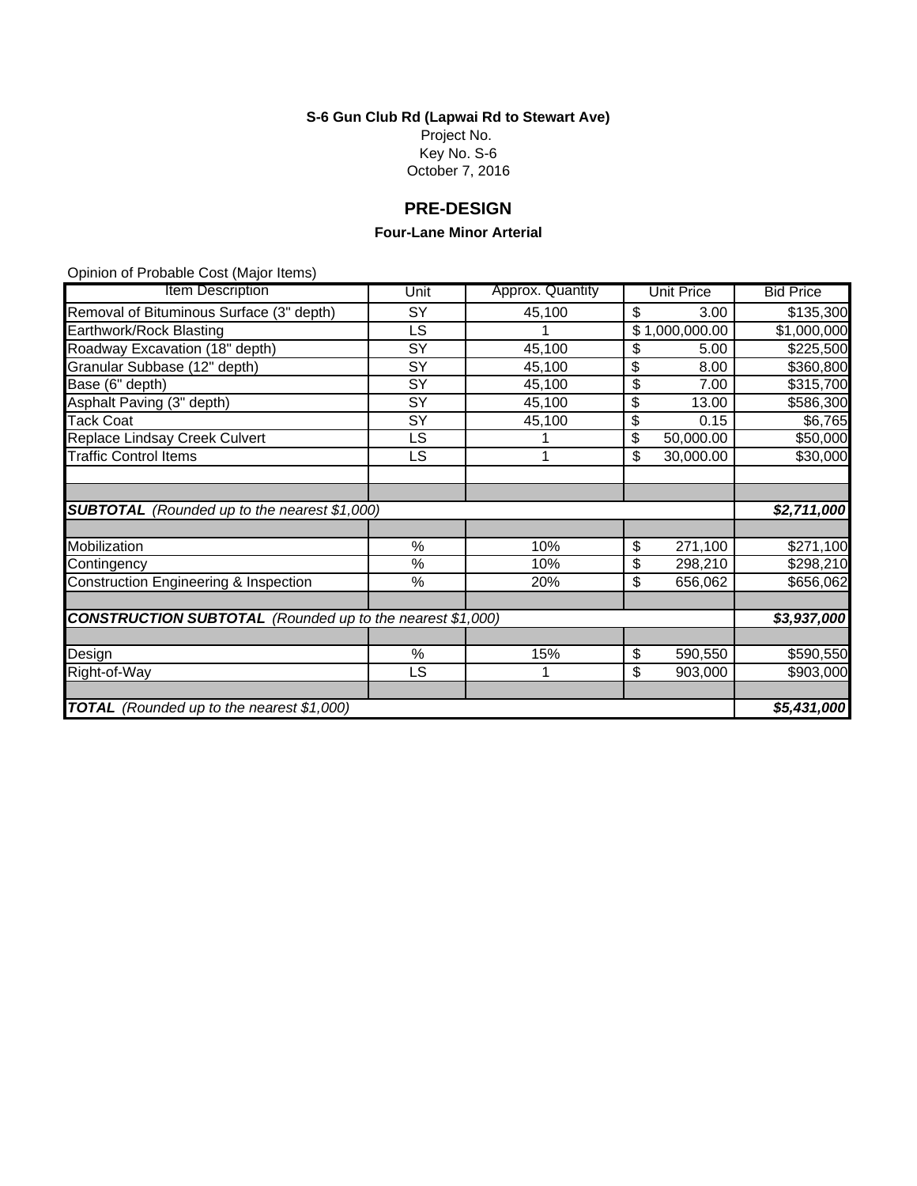**S-6 Gun Club Rd (Lapwai Rd to Stewart Ave)**

Project No.

Key No. S-6

October 7, 2016

## PRE-DESIGN

**Four-Lane Minor Arterial**

Opinion of Probable Cost (Major Items)

| Item Description | Unit | Approx. Quantity | Unit Price | Bid Price |
|---|---|---|---|---|
| Removal of Bituminous Surface (3" depth) | SY | 45,100 | $ 3.00 | $135,300 |
| Earthwork/Rock Blasting | LS | 1 | $ 1,000,000.00 | $1,000,000 |
| Roadway Excavation (18" depth) | SY | 45,100 | $ 5.00 | $225,500 |
| Granular Subbase (12" depth) | SY | 45,100 | $ 8.00 | $360,800 |
| Base (6" depth) | SY | 45,100 | $ 7.00 | $315,700 |
| Asphalt Paving (3" depth) | SY | 45,100 | $ 13.00 | $586,300 |
| Tack Coat | SY | 45,100 | $ 0.15 | $6,765 |
| Replace Lindsay Creek Culvert | LS | 1 | $ 50,000.00 | $50,000 |
| Traffic Control Items | LS | 1 | $ 30,000.00 | $30,000 |
| | | | | |
| | | | | |
| ***SUBTOTAL*** *(Rounded up to the nearest $1,000)* | | | | ***$2,711,000*** |
| | | | | |
| Mobilization | % | 10% | $ 271,100 | $271,100 |
| Contingency | % | 10% | $ 298,210 | $298,210 |
| Construction Engineering & Inspection | % | 20% | $ 656,062 | $656,062 |
| | | | | |
| ***CONSTRUCTION SUBTOTAL*** *(Rounded up to the nearest $1,000)* | | | | ***$3,937,000*** |
| | | | | |
| Design | % | 15% | $ 590,550 | $590,550 |
| Right-of-Way | LS | 1 | $ 903,000 | $903,000 |
| | | | | |
| ***TOTAL*** *(Rounded up to the nearest $1,000)* | | | | ***$5,431,000*** |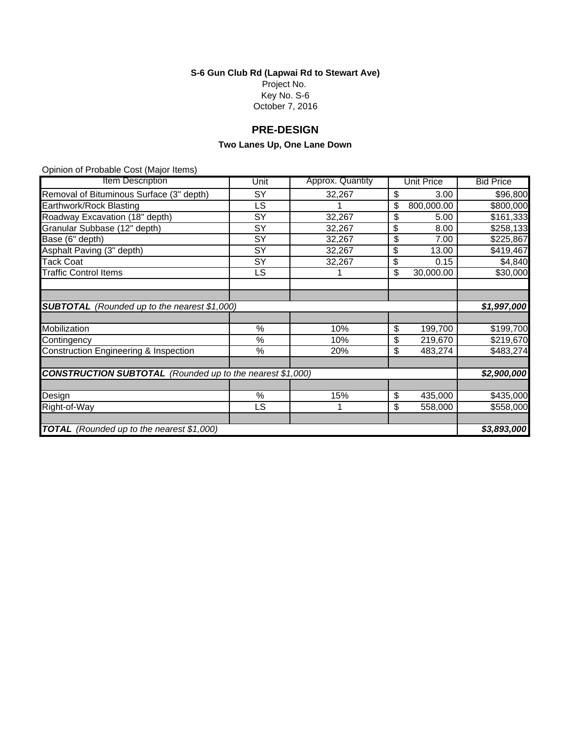**S-6 Gun Club Rd (Lapwai Rd to Stewart Ave)**

Project No.

Key No. S-6

October 7, 2016

## PRE-DESIGN

### Two Lanes Up, One Lane Down

Opinion of Probable Cost (Major Items)

| Item Description | Unit | Approx. Quantity | Unit Price | Bid Price |
|---|---|---|---|---|
| Removal of Bituminous Surface (3" depth) | SY | 32,267 | $ 3.00 | $96,800 |
| Earthwork/Rock Blasting | LS | 1 | $ 800,000.00 | $800,000 |
| Roadway Excavation (18" depth) | SY | 32,267 | $ 5.00 | $161,333 |
| Granular Subbase (12" depth) | SY | 32,267 | $ 8.00 | $258,133 |
| Base (6" depth) | SY | 32,267 | $ 7.00 | $225,867 |
| Asphalt Paving (3" depth) | SY | 32,267 | $ 13.00 | $419,467 |
| Tack Coat | SY | 32,267 | $ 0.15 | $4,840 |
| Traffic Control Items | LS | 1 | $ 30,000.00 | $30,000 |
| | | | | |
| | | | | |
| ***SUBTOTAL*** *(Rounded up to the nearest $1,000)* | | | | ***$1,997,000*** |
| | | | | |
| Mobilization | % | 10% | $ 199,700 | $199,700 |
| Contingency | % | 10% | $ 219,670 | $219,670 |
| Construction Engineering & Inspection | % | 20% | $ 483,274 | $483,274 |
| | | | | |
| ***CONSTRUCTION SUBTOTAL*** *(Rounded up to the nearest $1,000)* | | | | ***$2,900,000*** |
| | | | | |
| Design | % | 15% | $ 435,000 | $435,000 |
| Right-of-Way | LS | 1 | $ 558,000 | $558,000 |
| | | | | |
| ***TOTAL*** *(Rounded up to the nearest $1,000)* | | | | ***$3,893,000*** |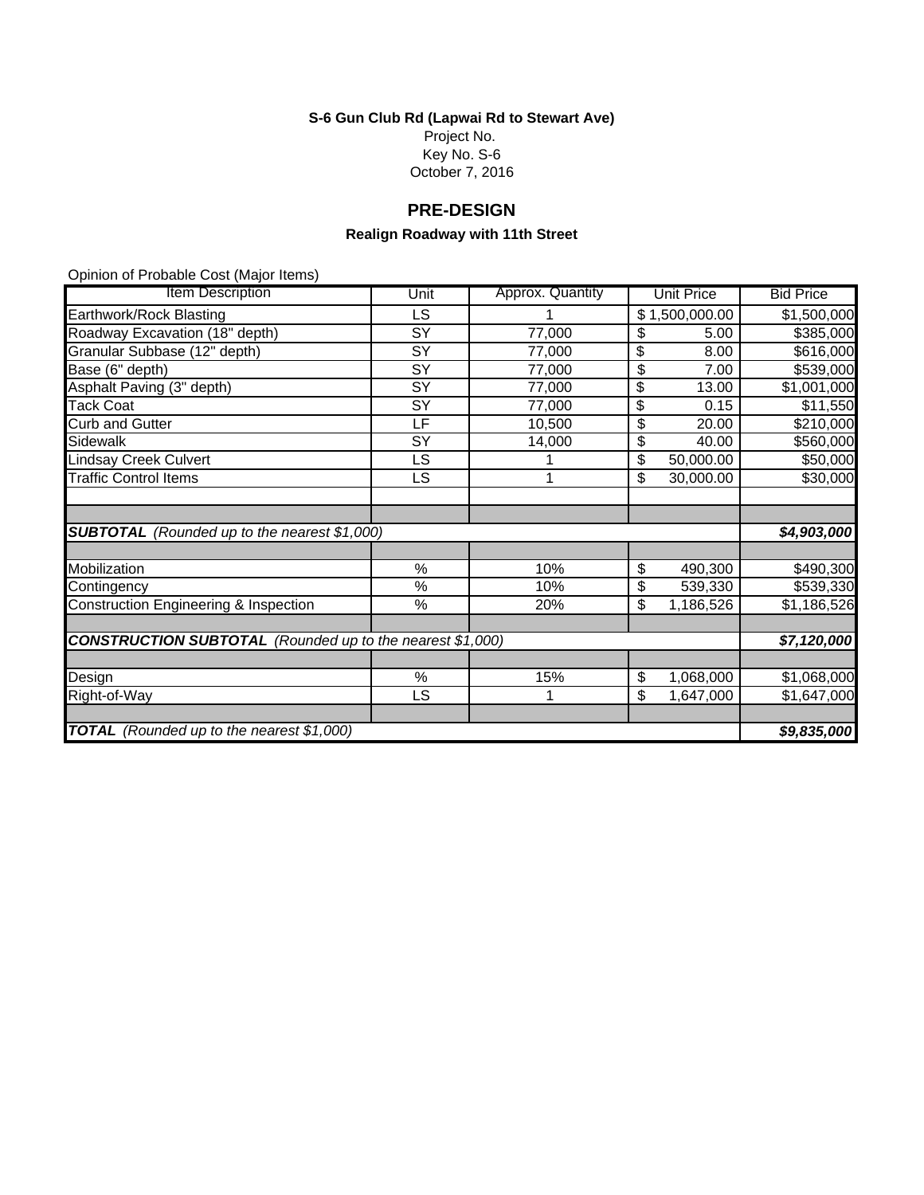**S-6 Gun Club Rd (Lapwai Rd to Stewart Ave)**

Project No.

Key No. S-6

October 7, 2016

## PRE-DESIGN

**Realign Roadway with 11th Street**

Opinion of Probable Cost (Major Items)

| Item Description | Unit | Approx. Quantity | Unit Price | Bid Price |
|---|---|---|---|---|
| Earthwork/Rock Blasting | LS | 1 | $ 1,500,000.00 | $1,500,000 |
| Roadway Excavation (18" depth) | SY | 77,000 | $ 5.00 | $385,000 |
| Granular Subbase (12" depth) | SY | 77,000 | $ 8.00 | $616,000 |
| Base (6" depth) | SY | 77,000 | $ 7.00 | $539,000 |
| Asphalt Paving (3" depth) | SY | 77,000 | $ 13.00 | $1,001,000 |
| Tack Coat | SY | 77,000 | $ 0.15 | $11,550 |
| Curb and Gutter | LF | 10,500 | $ 20.00 | $210,000 |
| Sidewalk | SY | 14,000 | $ 40.00 | $560,000 |
| Lindsay Creek Culvert | LS | 1 | $ 50,000.00 | $50,000 |
| Traffic Control Items | LS | 1 | $ 30,000.00 | $30,000 |
| | | | | |
| | | | | |
| ***SUBTOTAL*** *(Rounded up to the nearest $1,000)* | | | | ***$4,903,000*** |
| | | | | |
| Mobilization | % | 10% | $ 490,300 | $490,300 |
| Contingency | % | 10% | $ 539,330 | $539,330 |
| Construction Engineering & Inspection | % | 20% | $ 1,186,526 | $1,186,526 |
| | | | | |
| ***CONSTRUCTION SUBTOTAL*** *(Rounded up to the nearest $1,000)* | | | | ***$7,120,000*** |
| | | | | |
| Design | % | 15% | $ 1,068,000 | $1,068,000 |
| Right-of-Way | LS | 1 | $ 1,647,000 | $1,647,000 |
| | | | | |
| ***TOTAL*** *(Rounded up to the nearest $1,000)* | | | | ***$9,835,000*** |